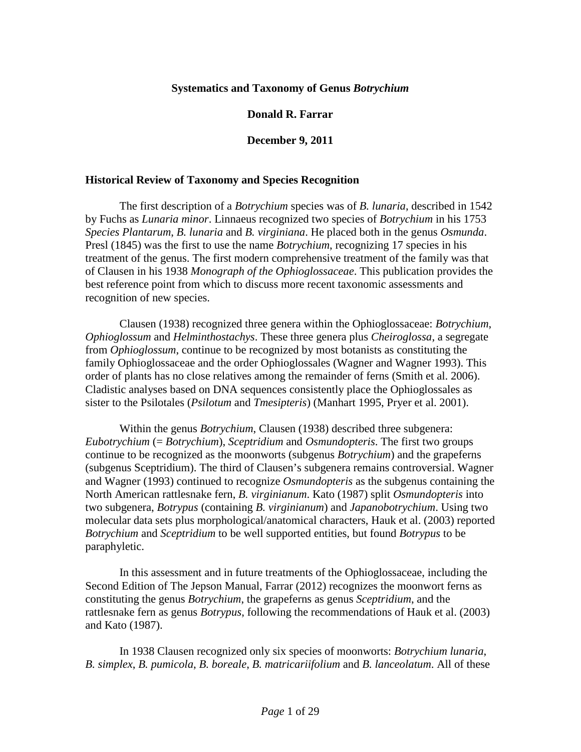# Systematics and Taxonomy of Genus *Botrychium*

**Donald R. Farrar**

**December 9, 2011**

## Historical Review of Taxonomy and Species Recognition

The first description of a *Botrychium* species was of *B. lunaria*, described in 1542 by Fuchs as *Lunaria minor*. Linnaeus recognized two species of *Botrychium* in his 1753 *Species Plantarum*, *B. lunaria* and *B. virginiana*. He placed both in the genus *Osmunda*. Presl (1845) was the first to use the name *Botrychium*, recognizing 17 species in his treatment of the genus. The first modern comprehensive treatment of the family was that of Clausen in his 1938 *Monograph of the Ophioglossaceae*. This publication provides the best reference point from which to discuss more recent taxonomic assessments and recognition of new species.

Clausen (1938) recognized three genera within the Ophioglossaceae: *Botrychium*, *Ophioglossum* and *Helminthostachys*. These three genera plus *Cheiroglossa*, a segregate from *Ophioglossum*, continue to be recognized by most botanists as constituting the family Ophioglossaceae and the order Ophioglossales (Wagner and Wagner 1993). This order of plants has no close relatives among the remainder of ferns (Smith et al. 2006). Cladistic analyses based on DNA sequences consistently place the Ophioglossales as sister to the Psilotales (*Psilotum* and *Tmesipteris*) (Manhart 1995, Pryer et al. 2001).

Within the genus *Botrychium*, Clausen (1938) described three subgenera: *Eubotrychium* (= *Botrychium*), *Sceptridium* and *Osmundopteris*. The first two groups continue to be recognized as the moonworts (subgenus *Botrychium*) and the grapeferns (subgenus Sceptridium). The third of Clausen's subgenera remains controversial. Wagner and Wagner (1993) continued to recognize *Osmundopteris* as the subgenus containing the North American rattlesnake fern, *B. virginianum*. Kato (1987) split *Osmundopteris* into two subgenera, *Botrypus* (containing *B. virginianum*) and *Japanobotrychium*. Using two molecular data sets plus morphological/anatomical characters, Hauk et al. (2003) reported *Botrychium* and *Sceptridium* to be well supported entities, but found *Botrypus* to be paraphyletic.

In this assessment and in future treatments of the Ophioglossaceae, including the Second Edition of The Jepson Manual, Farrar (2012) recognizes the moonwort ferns as constituting the genus *Botrychium*, the grapeferns as genus *Sceptridium*, and the rattlesnake fern as genus *Botrypus*, following the recommendations of Hauk et al. (2003) and Kato (1987).

In 1938 Clausen recognized only six species of moonworts: *Botrychium lunaria*, *B. simplex*, *B. pumicola*, *B. boreale*, *B. matricariifolium* and *B. lanceolatum*. All of these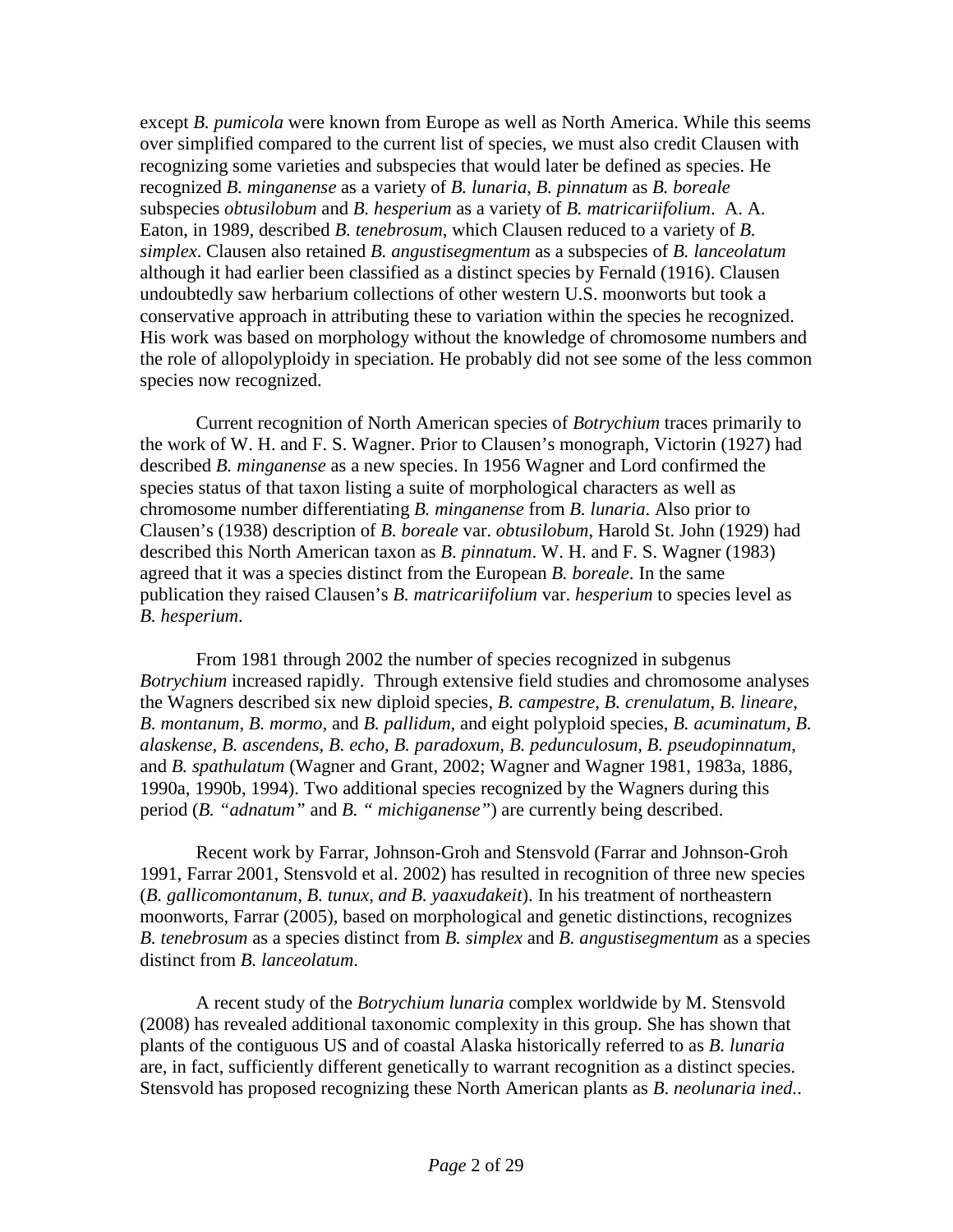except *B. pumicola* were known from Europe as well as North America. While this seems over simplified compared to the current list of species, we must also credit Clausen with recognizing some varieties and subspecies that would later be defined as species. He recognized *B. minganense* as a variety of *B. lunaria*, *B. pinnatum* as *B. boreale* subspecies *obtusilobum* and *B. hesperium* as a variety of *B. matricariifolium*. A. A. Eaton, in 1989, described *B. tenebrosum*, which Clausen reduced to a variety of *B. simplex*. Clausen also retained *B. angustisegmentum* as a subspecies of *B. lanceolatum* although it had earlier been classified as a distinct species by Fernald (1916). Clausen undoubtedly saw herbarium collections of other western U.S. moonworts but took a conservative approach in attributing these to variation within the species he recognized. His work was based on morphology without the knowledge of chromosome numbers and the role of allopolyploidy in speciation. He probably did not see some of the less common species now recognized.

Current recognition of North American species of *Botrychium* traces primarily to the work of W. H. and F. S. Wagner. Prior to Clausen's monograph, Victorin (1927) had described *B. minganense* as a new species. In 1956 Wagner and Lord confirmed the species status of that taxon listing a suite of morphological characters as well as chromosome number differentiating *B. minganense* from *B. lunaria*. Also prior to Clausen's (1938) description of *B. boreale* var. *obtusilobum*, Harold St. John (1929) had described this North American taxon as *B. pinnatum*. W. H. and F. S. Wagner (1983) agreed that it was a species distinct from the European *B. boreale*. In the same publication they raised Clausen's *B. matricariifolium* var. *hesperium* to species level as *B. hesperium*.

From 1981 through 2002 the number of species recognized in subgenus *Botrychium* increased rapidly. Through extensive field studies and chromosome analyses the Wagners described six new diploid species, *B. campestre*, *B. crenulatum*, *B. lineare*, *B. montanum*, *B. mormo*, and *B. pallidum*, and eight polyploid species, *B. acuminatum, B. alaskense, B. ascendens, B. echo, B. paradoxum, B. pedunculosum, B. pseudopinnatum*, and *B. spathulatum* (Wagner and Grant, 2002; Wagner and Wagner 1981, 1983a, 1886, 1990a, 1990b, 1994). Two additional species recognized by the Wagners during this period (*B. "adnatum"* and *B. " michiganense"*) are currently being described.

Recent work by Farrar, Johnson-Groh and Stensvold (Farrar and Johnson-Groh 1991, Farrar 2001, Stensvold et al. 2002) has resulted in recognition of three new species (*B. gallicomontanum, B. tunux, and B. yaaxudakeit*). In his treatment of northeastern moonworts, Farrar (2005), based on morphological and genetic distinctions, recognizes *B. tenebrosum* as a species distinct from *B. simplex* and *B. angustisegmentum* as a species distinct from *B. lanceolatum*.

A recent study of the *Botrychium lunaria* complex worldwide by M. Stensvold (2008) has revealed additional taxonomic complexity in this group. She has shown that plants of the contiguous US and of coastal Alaska historically referred to as *B. lunaria* are, in fact, sufficiently different genetically to warrant recognition as a distinct species. Stensvold has proposed recognizing these North American plants as *B. neolunaria ined.*.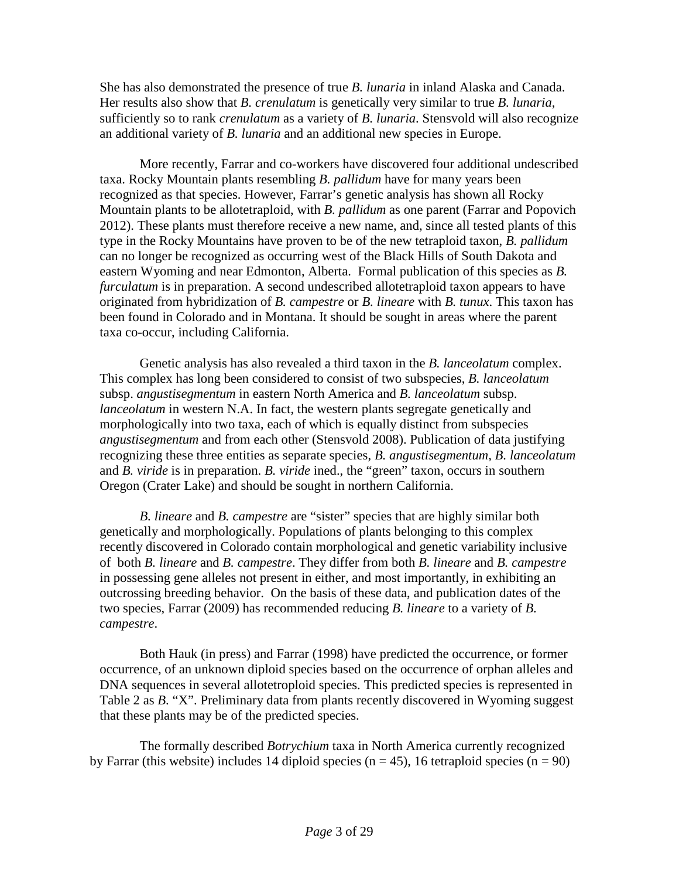She has also demonstrated the presence of true *B. lunaria* in inland Alaska and Canada. Her results also show that *B. crenulatum* is genetically very similar to true *B. lunaria*, sufficiently so to rank *crenulatum* as a variety of *B. lunaria*. Stensvold will also recognize an additional variety of *B. lunaria* and an additional new species in Europe.

More recently, Farrar and co-workers have discovered four additional undescribed taxa. Rocky Mountain plants resembling *B. pallidum* have for many years been recognized as that species. However, Farrar's genetic analysis has shown all Rocky Mountain plants to be allotetraploid, with *B. pallidum* as one parent (Farrar and Popovich 2012). These plants must therefore receive a new name, and, since all tested plants of this type in the Rocky Mountains have proven to be of the new tetraploid taxon, *B. pallidum* can no longer be recognized as occurring west of the Black Hills of South Dakota and eastern Wyoming and near Edmonton, Alberta. Formal publication of this species as *B. furculatum* is in preparation. A second undescribed allotetraploid taxon appears to have originated from hybridization of *B. campestre* or *B. lineare* with *B. tunux*. This taxon has been found in Colorado and in Montana. It should be sought in areas where the parent taxa co-occur, including California.

Genetic analysis has also revealed a third taxon in the *B. lanceolatum* complex. This complex has long been considered to consist of two subspecies, *B. lanceolatum* subsp. *angustisegmentum* in eastern North America and *B. lanceolatum* subsp. *lanceolatum* in western N.A. In fact, the western plants segregate genetically and morphologically into two taxa, each of which is equally distinct from subspecies *angustisegmentum* and from each other (Stensvold 2008). Publication of data justifying recognizing these three entities as separate species, *B. angustisegmentum*, *B. lanceolatum* and *B. viride* is in preparation. *B. viride* ined., the "green" taxon, occurs in southern Oregon (Crater Lake) and should be sought in northern California.

*B. lineare* and *B. campestre* are "sister" species that are highly similar both genetically and morphologically. Populations of plants belonging to this complex recently discovered in Colorado contain morphological and genetic variability inclusive of both *B. lineare* and *B. campestre*. They differ from both *B. lineare* and *B. campestre* in possessing gene alleles not present in either, and most importantly, in exhibiting an outcrossing breeding behavior. On the basis of these data, and publication dates of the two species, Farrar (2009) has recommended reducing *B. lineare* to a variety of *B. campestre*.

Both Hauk (in press) and Farrar (1998) have predicted the occurrence, or former occurrence, of an unknown diploid species based on the occurrence of orphan alleles and DNA sequences in several allotetroploid species. This predicted species is represented in Table 2 as *B*. "X". Preliminary data from plants recently discovered in Wyoming suggest that these plants may be of the predicted species.

The formally described *Botrychium* taxa in North America currently recognized by Farrar (this website) includes 14 diploid species ($n = 45$), 16 tetraploid species ($n = 90$)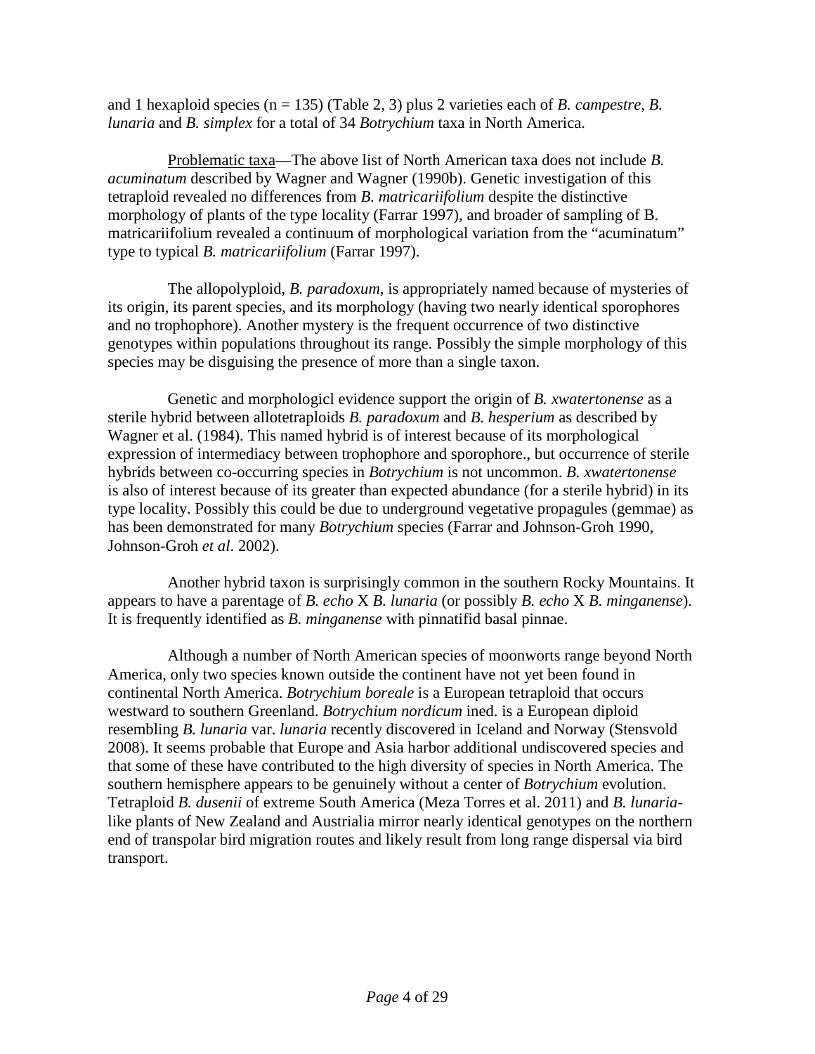and 1 hexaploid species (n = 135) (Table 2, 3) plus 2 varieties each of *B. campestre*, *B. lunaria* and *B. simplex* for a total of 34 *Botrychium* taxa in North America.

Problematic taxa—The above list of North American taxa does not include *B. acuminatum* described by Wagner and Wagner (1990b). Genetic investigation of this tetraploid revealed no differences from *B. matricariifolium* despite the distinctive morphology of plants of the type locality (Farrar 1997), and broader of sampling of B. matricariifolium revealed a continuum of morphological variation from the "acuminatum" type to typical *B. matricariifolium* (Farrar 1997).

The allopolyploid, *B. paradoxum*, is appropriately named because of mysteries of its origin, its parent species, and its morphology (having two nearly identical sporophores and no trophophore). Another mystery is the frequent occurrence of two distinctive genotypes within populations throughout its range. Possibly the simple morphology of this species may be disguising the presence of more than a single taxon.

Genetic and morphologicl evidence support the origin of *B. xwatertonense* as a sterile hybrid between allotetraploids *B. paradoxum* and *B. hesperium* as described by Wagner et al. (1984). This named hybrid is of interest because of its morphological expression of intermediacy between trophophore and sporophore., but occurrence of sterile hybrids between co-occurring species in *Botrychium* is not uncommon. *B. xwatertonense* is also of interest because of its greater than expected abundance (for a sterile hybrid) in its type locality. Possibly this could be due to underground vegetative propagules (gemmae) as has been demonstrated for many *Botrychium* species (Farrar and Johnson-Groh 1990, Johnson-Groh *et al*. 2002).

Another hybrid taxon is surprisingly common in the southern Rocky Mountains. It appears to have a parentage of *B. echo* X *B. lunaria* (or possibly *B. echo* X *B. minganense*). It is frequently identified as *B. minganense* with pinnatifid basal pinnae.

Although a number of North American species of moonworts range beyond North America, only two species known outside the continent have not yet been found in continental North America. *Botrychium boreale* is a European tetraploid that occurs westward to southern Greenland. *Botrychium nordicum* ined. is a European diploid resembling *B. lunaria* var. *lunaria* recently discovered in Iceland and Norway (Stensvold 2008). It seems probable that Europe and Asia harbor additional undiscovered species and that some of these have contributed to the high diversity of species in North America. The southern hemisphere appears to be genuinely without a center of *Botrychium* evolution. Tetraploid *B. dusenii* of extreme South America (Meza Torres et al. 2011) and *B. lunaria*-like plants of New Zealand and Austrialia mirror nearly identical genotypes on the northern end of transpolar bird migration routes and likely result from long range dispersal via bird transport.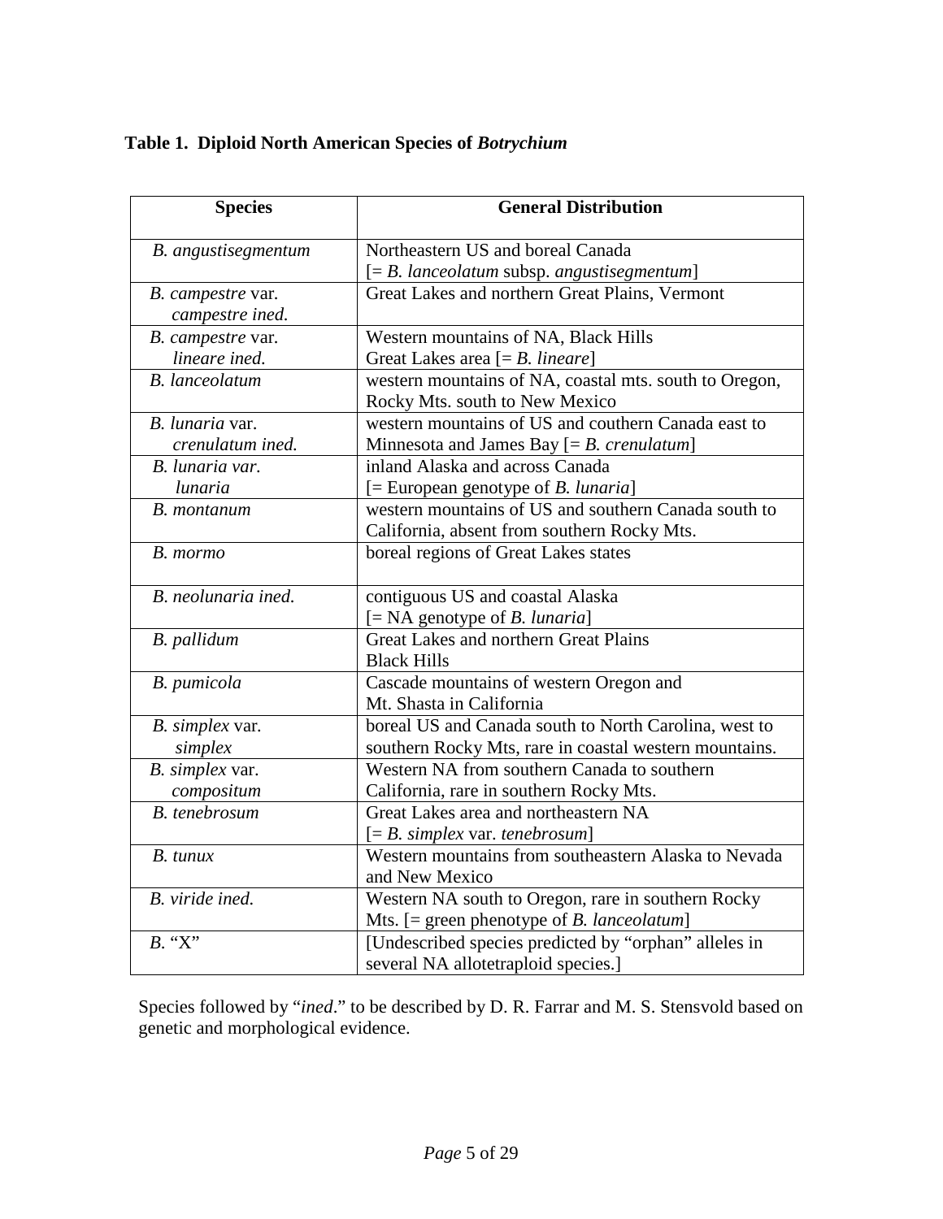**Table 1. Diploid North American Species of *Botrychium***

| Species | General Distribution |
|---|---|
| *B. angustisegmentum* | Northeastern US and boreal Canada [= *B. lanceolatum* subsp. *angustisegmentum*] |
| *B. campestre* var. *campestre ined.* | Great Lakes and northern Great Plains, Vermont |
| *B. campestre* var. *lineare ined.* | Western mountains of NA, Black Hills Great Lakes area [= *B. lineare*] |
| *B. lanceolatum* | western mountains of NA, coastal mts. south to Oregon, Rocky Mts. south to New Mexico |
| *B. lunaria* var. *crenulatum ined.* | western mountains of US and couthern Canada east to Minnesota and James Bay [= *B. crenulatum*] |
| *B. lunaria var. lunaria* | inland Alaska and across Canada [= European genotype of *B. lunaria*] |
| *B. montanum* | western mountains of US and southern Canada south to California, absent from southern Rocky Mts. |
| *B. mormo* | boreal regions of Great Lakes states |
| *B. neolunaria ined.* | contiguous US and coastal Alaska [= NA genotype of *B. lunaria*] |
| *B. pallidum* | Great Lakes and northern Great Plains Black Hills |
| *B. pumicola* | Cascade mountains of western Oregon and Mt. Shasta in California |
| *B. simplex* var. *simplex* | boreal US and Canada south to North Carolina, west to southern Rocky Mts, rare in coastal western mountains. |
| *B. simplex* var. *compositum* | Western NA from southern Canada to southern California, rare in southern Rocky Mts. |
| *B. tenebrosum* | Great Lakes area and northeastern NA [= *B. simplex* var. *tenebrosum*] |
| *B. tunux* | Western mountains from southeastern Alaska to Nevada and New Mexico |
| *B. viride ined.* | Western NA south to Oregon, rare in southern Rocky Mts. [= green phenotype of *B. lanceolatum*] |
| *B.* "X" | [Undescribed species predicted by "orphan" alleles in several NA allotetraploid species.] |

Species followed by "*ined*." to be described by D. R. Farrar and M. S. Stensvold based on genetic and morphological evidence.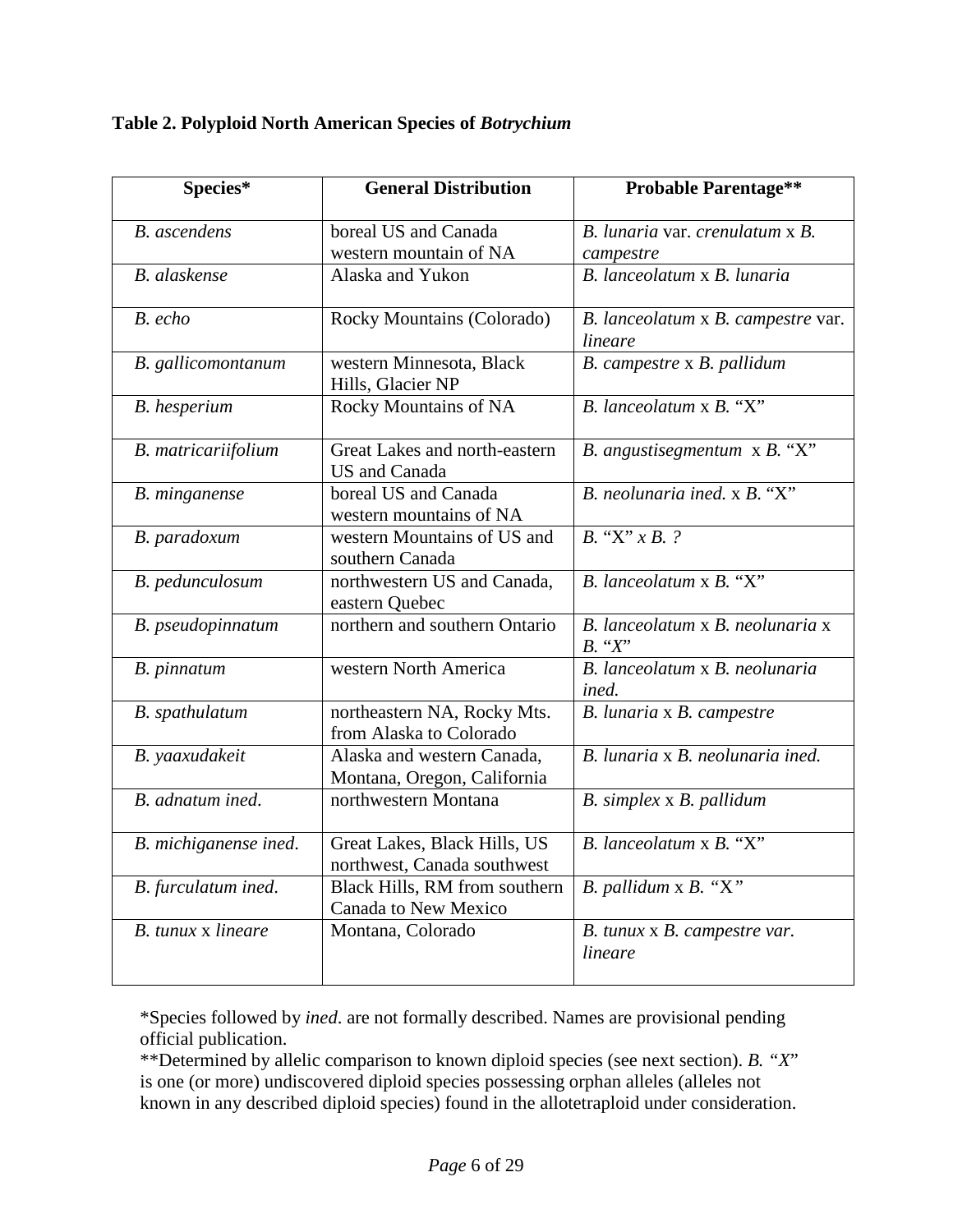**Table 2. Polyploid North American Species of *Botrychium***

| Species* | General Distribution | Probable Parentage** |
|---|---|---|
| *B. ascendens* | boreal US and Canada western mountain of NA | *B. lunaria* var. *crenulatum* x *B. campestre* |
| *B. alaskense* | Alaska and Yukon | *B. lanceolatum* x *B. lunaria* |
| *B. echo* | Rocky Mountains (Colorado) | *B. lanceolatum* x *B. campestre* var. *lineare* |
| *B. gallicomontanum* | western Minnesota, Black Hills, Glacier NP | *B. campestre* x *B. pallidum* |
| *B. hesperium* | Rocky Mountains of NA | *B. lanceolatum* x *B.* "X" |
| *B. matricariifolium* | Great Lakes and north-eastern US and Canada | *B. angustisegmentum* x *B.* "X" |
| *B. minganense* | boreal US and Canada western mountains of NA | *B. neolunaria ined.* x *B.* "X" |
| *B. paradoxum* | western Mountains of US and southern Canada | *B.* "X" *x B. ?* |
| *B. pedunculosum* | northwestern US and Canada, eastern Quebec | *B. lanceolatum* x *B.* "X" |
| *B. pseudopinnatum* | northern and southern Ontario | *B. lanceolatum* x *B. neolunaria* x *B. "X"* |
| *B. pinnatum* | western North America | *B. lanceolatum* x *B. neolunaria ined.* |
| *B. spathulatum* | northeastern NA, Rocky Mts. from Alaska to Colorado | *B. lunaria* x *B. campestre* |
| *B. yaaxudakeit* | Alaska and western Canada, Montana, Oregon, California | *B. lunaria* x *B. neolunaria ined.* |
| *B. adnatum ined*. | northwestern Montana | *B. simplex* x *B. pallidum* |
| *B. michiganense ined*. | Great Lakes, Black Hills, US northwest, Canada southwest | *B. lanceolatum* x *B.* "X" |
| *B. furculatum ined*. | Black Hills, RM from southern Canada to New Mexico | *B. pallidum* x *B. "X"* |
| *B. tunux* x *lineare* | Montana, Colorado | *B. tunux* x *B. campestre var. lineare* |

*Species followed by *ined*. are not formally described. Names are provisional pending official publication.

**Determined by allelic comparison to known diploid species (see next section). *B. "X"* is one (or more) undiscovered diploid species possessing orphan alleles (alleles not known in any described diploid species) found in the allotetraploid under consideration.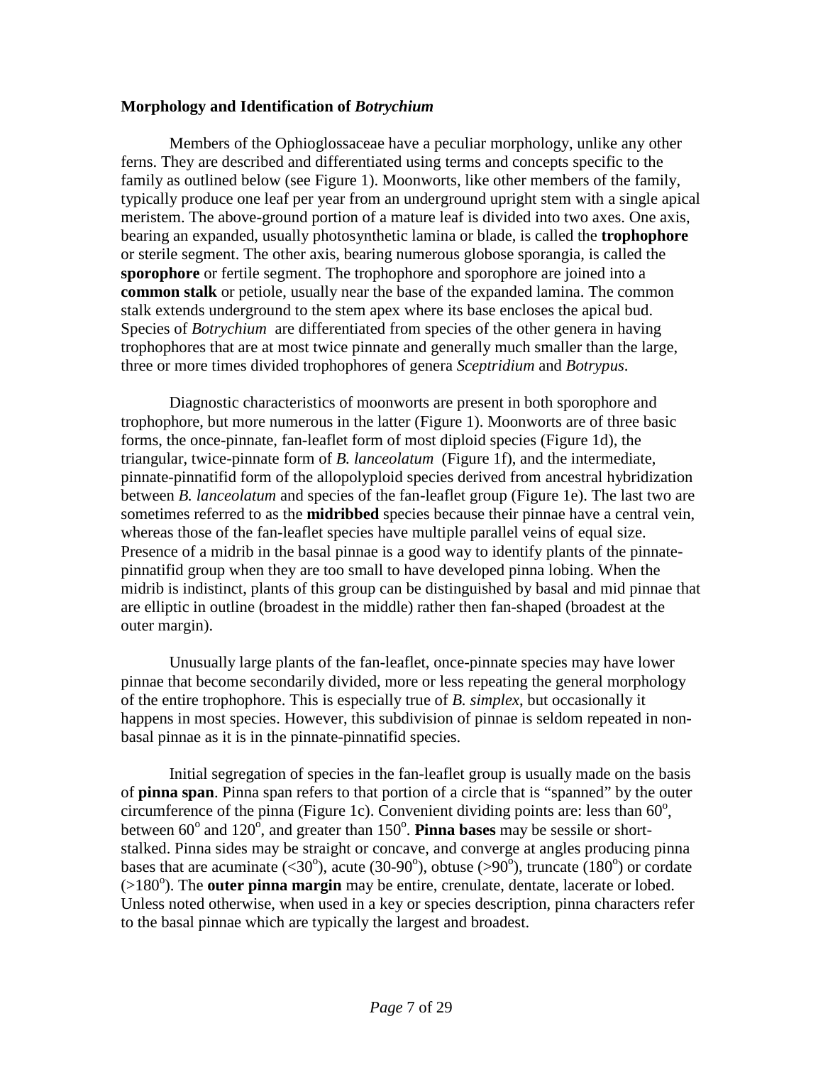**Morphology and Identification of *Botrychium***

Members of the Ophioglossaceae have a peculiar morphology, unlike any other ferns. They are described and differentiated using terms and concepts specific to the family as outlined below (see Figure 1). Moonworts, like other members of the family, typically produce one leaf per year from an underground upright stem with a single apical meristem. The above-ground portion of a mature leaf is divided into two axes. One axis, bearing an expanded, usually photosynthetic lamina or blade, is called the **trophophore** or sterile segment. The other axis, bearing numerous globose sporangia, is called the **sporophore** or fertile segment. The trophophore and sporophore are joined into a **common stalk** or petiole, usually near the base of the expanded lamina. The common stalk extends underground to the stem apex where its base encloses the apical bud. Species of *Botrychium* are differentiated from species of the other genera in having trophophores that are at most twice pinnate and generally much smaller than the large, three or more times divided trophophores of genera *Sceptridium* and *Botrypus*.

Diagnostic characteristics of moonworts are present in both sporophore and trophophore, but more numerous in the latter (Figure 1). Moonworts are of three basic forms, the once-pinnate, fan-leaflet form of most diploid species (Figure 1d), the triangular, twice-pinnate form of *B. lanceolatum* (Figure 1f), and the intermediate, pinnate-pinnatifid form of the allopolyploid species derived from ancestral hybridization between *B. lanceolatum* and species of the fan-leaflet group (Figure 1e). The last two are sometimes referred to as the **midribbed** species because their pinnae have a central vein, whereas those of the fan-leaflet species have multiple parallel veins of equal size. Presence of a midrib in the basal pinnae is a good way to identify plants of the pinnate-pinnatifid group when they are too small to have developed pinna lobing. When the midrib is indistinct, plants of this group can be distinguished by basal and mid pinnae that are elliptic in outline (broadest in the middle) rather then fan-shaped (broadest at the outer margin).

Unusually large plants of the fan-leaflet, once-pinnate species may have lower pinnae that become secondarily divided, more or less repeating the general morphology of the entire trophophore. This is especially true of *B. simplex*, but occasionally it happens in most species. However, this subdivision of pinnae is seldom repeated in non-basal pinnae as it is in the pinnate-pinnatifid species.

Initial segregation of species in the fan-leaflet group is usually made on the basis of **pinna span**. Pinna span refers to that portion of a circle that is "spanned" by the outer circumference of the pinna (Figure 1c). Convenient dividing points are: less than $60^o$, between $60^o$ and $120^o$, and greater than $150^o$. **Pinna bases** may be sessile or short-stalked. Pinna sides may be straight or concave, and converge at angles producing pinna bases that are acuminate ($<30^o$), acute ($30$-$90^o$), obtuse ($>90^o$), truncate ($180^o$) or cordate ($>180^o$). The **outer pinna margin** may be entire, crenulate, dentate, lacerate or lobed. Unless noted otherwise, when used in a key or species description, pinna characters refer to the basal pinnae which are typically the largest and broadest.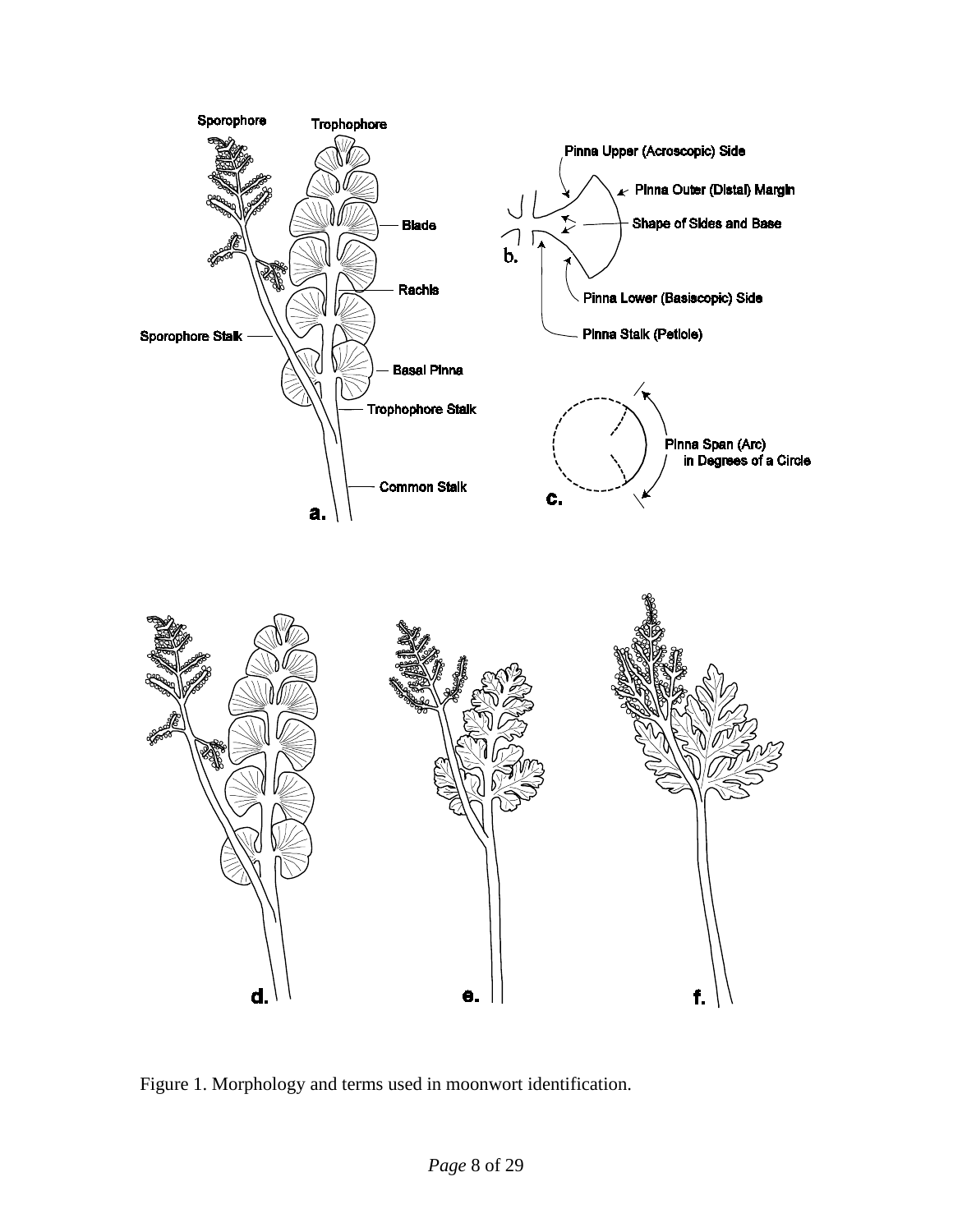Figure 1. Morphology and terms used in moonwort identification.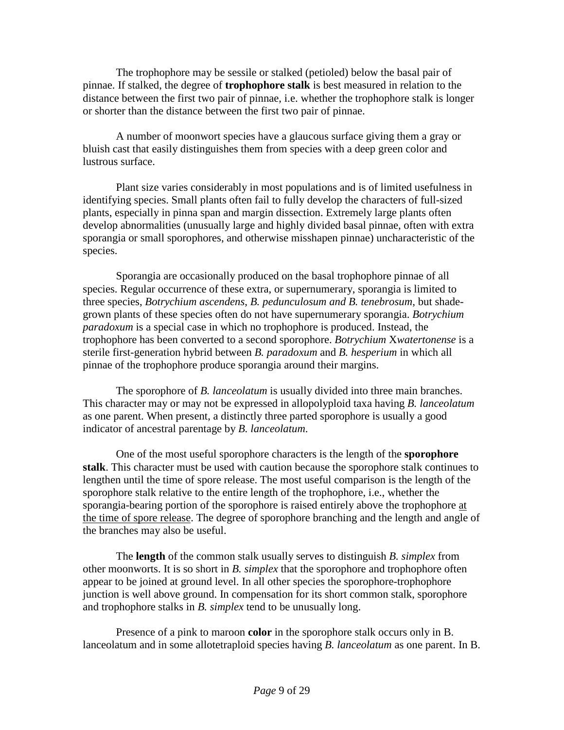The trophophore may be sessile or stalked (petioled) below the basal pair of pinnae. If stalked, the degree of **trophophore stalk** is best measured in relation to the distance between the first two pair of pinnae, i.e. whether the trophophore stalk is longer or shorter than the distance between the first two pair of pinnae.

A number of moonwort species have a glaucous surface giving them a gray or bluish cast that easily distinguishes them from species with a deep green color and lustrous surface.

Plant size varies considerably in most populations and is of limited usefulness in identifying species. Small plants often fail to fully develop the characters of full-sized plants, especially in pinna span and margin dissection. Extremely large plants often develop abnormalities (unusually large and highly divided basal pinnae, often with extra sporangia or small sporophores, and otherwise misshapen pinnae) uncharacteristic of the species.

Sporangia are occasionally produced on the basal trophophore pinnae of all species. Regular occurrence of these extra, or supernumerary, sporangia is limited to three species, *Botrychium ascendens*, *B. pedunculosum and B. tenebrosum*, but shade-grown plants of these species often do not have supernumerary sporangia. *Botrychium paradoxum* is a special case in which no trophophore is produced. Instead, the trophophore has been converted to a second sporophore. *Botrychium* X*watertonense* is a sterile first-generation hybrid between *B. paradoxum* and *B. hesperium* in which all pinnae of the trophophore produce sporangia around their margins.

The sporophore of *B. lanceolatum* is usually divided into three main branches. This character may or may not be expressed in allopolyploid taxa having *B. lanceolatum* as one parent. When present, a distinctly three parted sporophore is usually a good indicator of ancestral parentage by *B. lanceolatum*.

One of the most useful sporophore characters is the length of the **sporophore stalk**. This character must be used with caution because the sporophore stalk continues to lengthen until the time of spore release. The most useful comparison is the length of the sporophore stalk relative to the entire length of the trophophore, i.e., whether the sporangia-bearing portion of the sporophore is raised entirely above the trophophore <u>at the time of spore release</u>. The degree of sporophore branching and the length and angle of the branches may also be useful.

The **length** of the common stalk usually serves to distinguish *B. simplex* from other moonworts. It is so short in *B. simplex* that the sporophore and trophophore often appear to be joined at ground level. In all other species the sporophore-trophophore junction is well above ground. In compensation for its short common stalk, sporophore and trophophore stalks in *B. simplex* tend to be unusually long.

Presence of a pink to maroon **color** in the sporophore stalk occurs only in B. lanceolatum and in some allotetraploid species having *B. lanceolatum* as one parent. In B.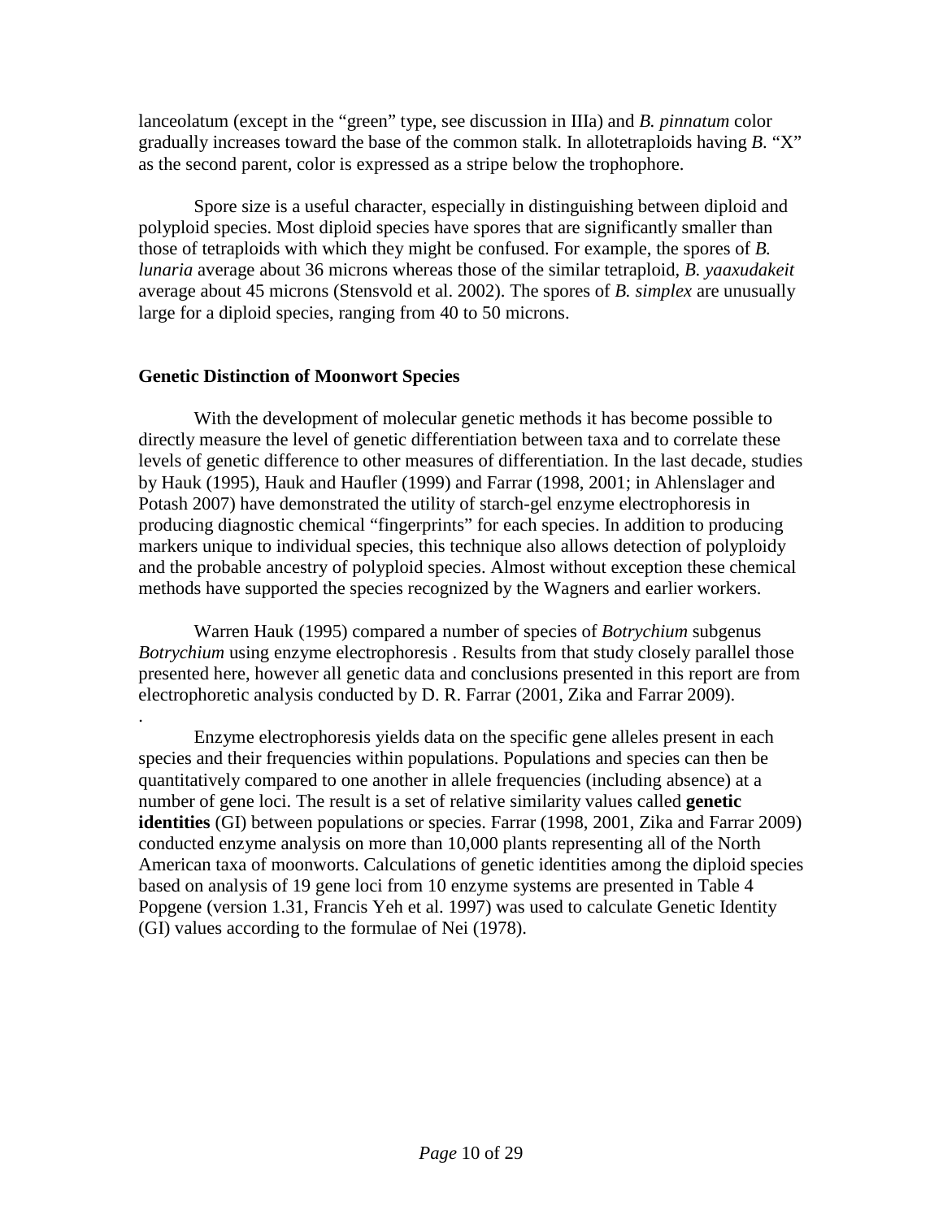lanceolatum (except in the "green" type, see discussion in IIIa) and *B. pinnatum* color gradually increases toward the base of the common stalk. In allotetraploids having *B.* "X" as the second parent, color is expressed as a stripe below the trophophore.

Spore size is a useful character, especially in distinguishing between diploid and polyploid species. Most diploid species have spores that are significantly smaller than those of tetraploids with which they might be confused. For example, the spores of *B. lunaria* average about 36 microns whereas those of the similar tetraploid, *B. yaaxudakeit* average about 45 microns (Stensvold et al. 2002). The spores of *B. simplex* are unusually large for a diploid species, ranging from 40 to 50 microns.

**Genetic Distinction of Moonwort Species**

With the development of molecular genetic methods it has become possible to directly measure the level of genetic differentiation between taxa and to correlate these levels of genetic difference to other measures of differentiation. In the last decade, studies by Hauk (1995), Hauk and Haufler (1999) and Farrar (1998, 2001; in Ahlenslager and Potash 2007) have demonstrated the utility of starch-gel enzyme electrophoresis in producing diagnostic chemical "fingerprints" for each species. In addition to producing markers unique to individual species, this technique also allows detection of polyploidy and the probable ancestry of polyploid species. Almost without exception these chemical methods have supported the species recognized by the Wagners and earlier workers.

Warren Hauk (1995) compared a number of species of *Botrychium* subgenus *Botrychium* using enzyme electrophoresis . Results from that study closely parallel those presented here, however all genetic data and conclusions presented in this report are from electrophoretic analysis conducted by D. R. Farrar (2001, Zika and Farrar 2009).

.

Enzyme electrophoresis yields data on the specific gene alleles present in each species and their frequencies within populations. Populations and species can then be quantitatively compared to one another in allele frequencies (including absence) at a number of gene loci. The result is a set of relative similarity values called **genetic identities** (GI) between populations or species. Farrar (1998, 2001, Zika and Farrar 2009) conducted enzyme analysis on more than 10,000 plants representing all of the North American taxa of moonworts. Calculations of genetic identities among the diploid species based on analysis of 19 gene loci from 10 enzyme systems are presented in Table 4 Popgene (version 1.31, Francis Yeh et al. 1997) was used to calculate Genetic Identity (GI) values according to the formulae of Nei (1978).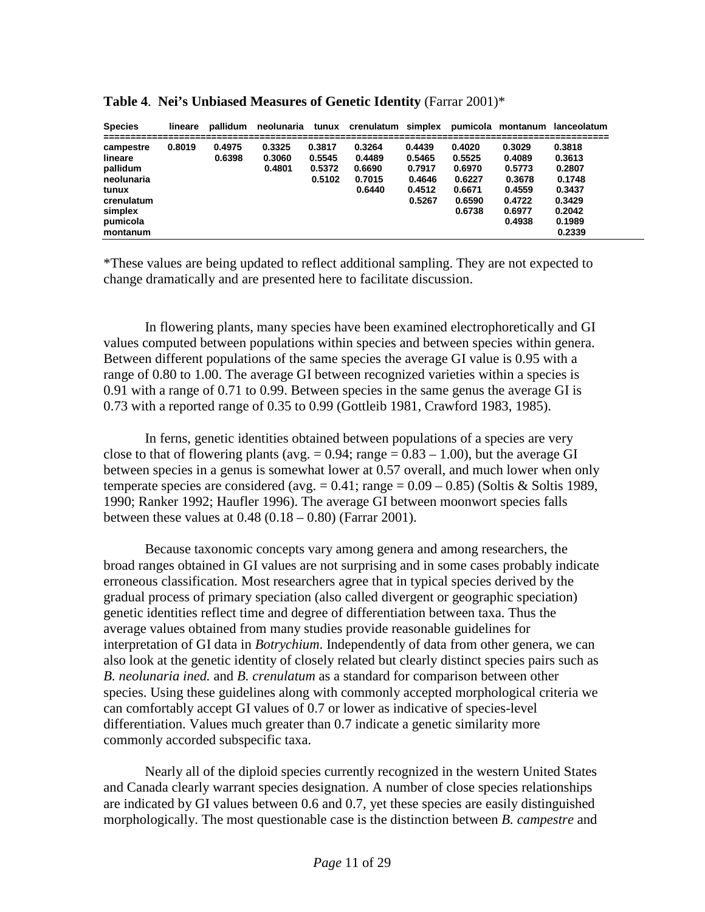**Table 4**. **Nei's Unbiased Measures of Genetic Identity** (Farrar 2001)*

| Species | lineare | pallidum | neolunaria | tunux | crenulatum | simplex | pumicola | montanum | lanceolatum |
|---|---|---|---|---|---|---|---|---|---|
| campestre | 0.8019 | 0.4975 | 0.3325 | 0.3817 | 0.3264 | 0.4439 | 0.4020 | 0.3029 | 0.3818 |
| lineare | | 0.6398 | 0.3060 | 0.5545 | 0.4489 | 0.5465 | 0.5525 | 0.4089 | 0.3613 |
| pallidum | | | 0.4801 | 0.5372 | 0.6690 | 0.7917 | 0.6970 | 0.5773 | 0.2807 |
| neolunaria | | | | 0.5102 | 0.7015 | 0.4646 | 0.6227 | 0.3678 | 0.1748 |
| tunux | | | | | 0.6440 | 0.4512 | 0.6671 | 0.4559 | 0.3437 |
| crenulatum | | | | | | 0.5267 | 0.6590 | 0.4722 | 0.3429 |
| simplex | | | | | | | 0.6738 | 0.6977 | 0.2042 |
| pumicola | | | | | | | | 0.4938 | 0.1989 |
| montanum | | | | | | | | | 0.2339 |

*These values are being updated to reflect additional sampling. They are not expected to change dramatically and are presented here to facilitate discussion.

In flowering plants, many species have been examined electrophoretically and GI values computed between populations within species and between species within genera. Between different populations of the same species the average GI value is 0.95 with a range of 0.80 to 1.00. The average GI between recognized varieties within a species is 0.91 with a range of 0.71 to 0.99. Between species in the same genus the average GI is 0.73 with a reported range of 0.35 to 0.99 (Gottleib 1981, Crawford 1983, 1985).

In ferns, genetic identities obtained between populations of a species are very close to that of flowering plants (avg. = 0.94; range = 0.83 – 1.00), but the average GI between species in a genus is somewhat lower at 0.57 overall, and much lower when only temperate species are considered (avg. = 0.41; range = 0.09 – 0.85) (Soltis & Soltis 1989, 1990; Ranker 1992; Haufler 1996). The average GI between moonwort species falls between these values at 0.48 (0.18 – 0.80) (Farrar 2001).

Because taxonomic concepts vary among genera and among researchers, the broad ranges obtained in GI values are not surprising and in some cases probably indicate erroneous classification. Most researchers agree that in typical species derived by the gradual process of primary speciation (also called divergent or geographic speciation) genetic identities reflect time and degree of differentiation between taxa. Thus the average values obtained from many studies provide reasonable guidelines for interpretation of GI data in *Botrychium*. Independently of data from other genera, we can also look at the genetic identity of closely related but clearly distinct species pairs such as *B. neolunaria ined.* and *B. crenulatum* as a standard for comparison between other species. Using these guidelines along with commonly accepted morphological criteria we can comfortably accept GI values of 0.7 or lower as indicative of species-level differentiation. Values much greater than 0.7 indicate a genetic similarity more commonly accorded subspecific taxa.

Nearly all of the diploid species currently recognized in the western United States and Canada clearly warrant species designation. A number of close species relationships are indicated by GI values between 0.6 and 0.7, yet these species are easily distinguished morphologically. The most questionable case is the distinction between *B. campestre* and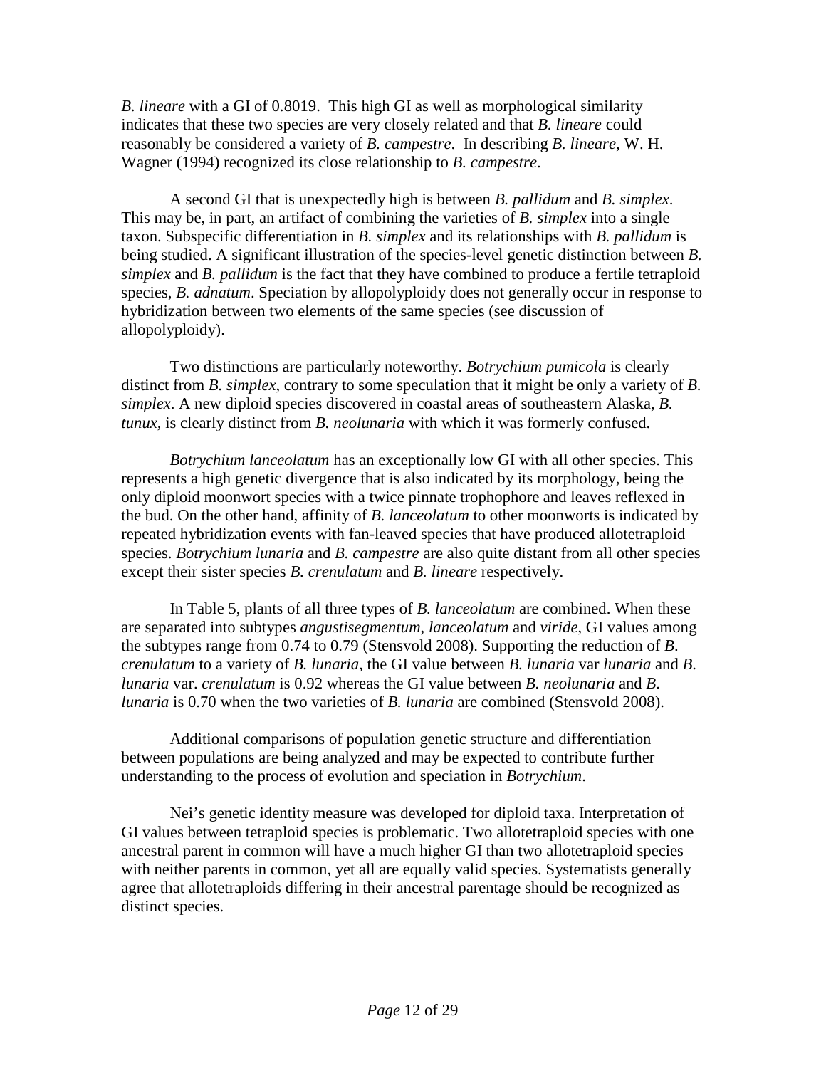*B. lineare* with a GI of 0.8019. This high GI as well as morphological similarity indicates that these two species are very closely related and that *B. lineare* could reasonably be considered a variety of *B. campestre*. In describing *B. lineare*, W. H. Wagner (1994) recognized its close relationship to *B. campestre*.

A second GI that is unexpectedly high is between *B. pallidum* and *B. simplex*. This may be, in part, an artifact of combining the varieties of *B. simplex* into a single taxon. Subspecific differentiation in *B. simplex* and its relationships with *B. pallidum* is being studied. A significant illustration of the species-level genetic distinction between *B. simplex* and *B. pallidum* is the fact that they have combined to produce a fertile tetraploid species, *B. adnatum*. Speciation by allopolyploidy does not generally occur in response to hybridization between two elements of the same species (see discussion of allopolyploidy).

Two distinctions are particularly noteworthy. *Botrychium pumicola* is clearly distinct from *B. simplex*, contrary to some speculation that it might be only a variety of *B. simplex*. A new diploid species discovered in coastal areas of southeastern Alaska, *B. tunux,* is clearly distinct from *B. neolunaria* with which it was formerly confused.

*Botrychium lanceolatum* has an exceptionally low GI with all other species. This represents a high genetic divergence that is also indicated by its morphology, being the only diploid moonwort species with a twice pinnate trophophore and leaves reflexed in the bud. On the other hand, affinity of *B. lanceolatum* to other moonworts is indicated by repeated hybridization events with fan-leaved species that have produced allotetraploid species. *Botrychium lunaria* and *B. campestre* are also quite distant from all other species except their sister species *B. crenulatum* and *B. lineare* respectively.

In Table 5, plants of all three types of *B. lanceolatum* are combined. When these are separated into subtypes *angustisegmentum*, *lanceolatum* and *viride*, GI values among the subtypes range from 0.74 to 0.79 (Stensvold 2008). Supporting the reduction of *B. crenulatum* to a variety of *B. lunaria*, the GI value between *B. lunaria* var *lunaria* and *B. lunaria* var. *crenulatum* is 0.92 whereas the GI value between *B. neolunaria* and *B. lunaria* is 0.70 when the two varieties of *B. lunaria* are combined (Stensvold 2008).

Additional comparisons of population genetic structure and differentiation between populations are being analyzed and may be expected to contribute further understanding to the process of evolution and speciation in *Botrychium*.

Nei's genetic identity measure was developed for diploid taxa. Interpretation of GI values between tetraploid species is problematic. Two allotetraploid species with one ancestral parent in common will have a much higher GI than two allotetraploid species with neither parents in common, yet all are equally valid species. Systematists generally agree that allotetraploids differing in their ancestral parentage should be recognized as distinct species.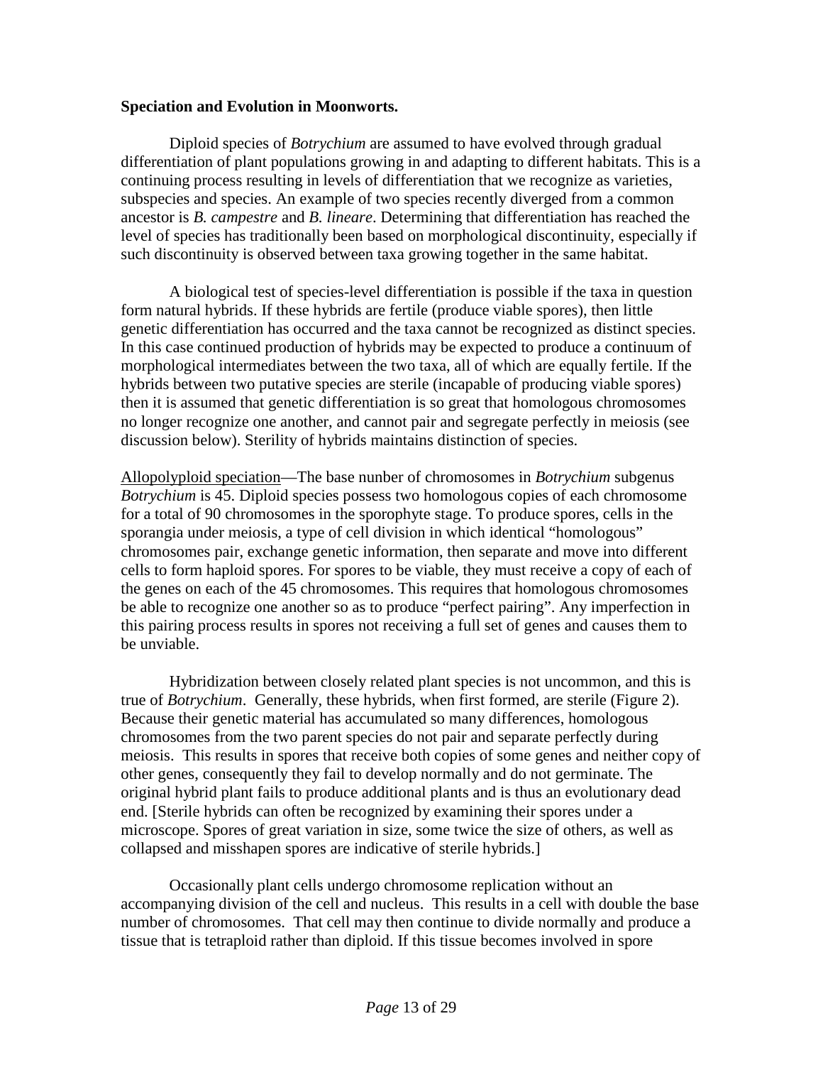**Speciation and Evolution in Moonworts.**

Diploid species of *Botrychium* are assumed to have evolved through gradual differentiation of plant populations growing in and adapting to different habitats. This is a continuing process resulting in levels of differentiation that we recognize as varieties, subspecies and species. An example of two species recently diverged from a common ancestor is *B. campestre* and *B. lineare*. Determining that differentiation has reached the level of species has traditionally been based on morphological discontinuity, especially if such discontinuity is observed between taxa growing together in the same habitat.

A biological test of species-level differentiation is possible if the taxa in question form natural hybrids. If these hybrids are fertile (produce viable spores), then little genetic differentiation has occurred and the taxa cannot be recognized as distinct species. In this case continued production of hybrids may be expected to produce a continuum of morphological intermediates between the two taxa, all of which are equally fertile. If the hybrids between two putative species are sterile (incapable of producing viable spores) then it is assumed that genetic differentiation is so great that homologous chromosomes no longer recognize one another, and cannot pair and segregate perfectly in meiosis (see discussion below). Sterility of hybrids maintains distinction of species.

<u>Allopolyploid speciation</u>—The base nunber of chromosomes in *Botrychium* subgenus *Botrychium* is 45. Diploid species possess two homologous copies of each chromosome for a total of 90 chromosomes in the sporophyte stage. To produce spores, cells in the sporangia under meiosis, a type of cell division in which identical "homologous" chromosomes pair, exchange genetic information, then separate and move into different cells to form haploid spores. For spores to be viable, they must receive a copy of each of the genes on each of the 45 chromosomes. This requires that homologous chromosomes be able to recognize one another so as to produce "perfect pairing". Any imperfection in this pairing process results in spores not receiving a full set of genes and causes them to be unviable.

Hybridization between closely related plant species is not uncommon, and this is true of *Botrychium*. Generally, these hybrids, when first formed, are sterile (Figure 2). Because their genetic material has accumulated so many differences, homologous chromosomes from the two parent species do not pair and separate perfectly during meiosis. This results in spores that receive both copies of some genes and neither copy of other genes, consequently they fail to develop normally and do not germinate. The original hybrid plant fails to produce additional plants and is thus an evolutionary dead end. [Sterile hybrids can often be recognized by examining their spores under a microscope. Spores of great variation in size, some twice the size of others, as well as collapsed and misshapen spores are indicative of sterile hybrids.]

Occasionally plant cells undergo chromosome replication without an accompanying division of the cell and nucleus. This results in a cell with double the base number of chromosomes. That cell may then continue to divide normally and produce a tissue that is tetraploid rather than diploid. If this tissue becomes involved in spore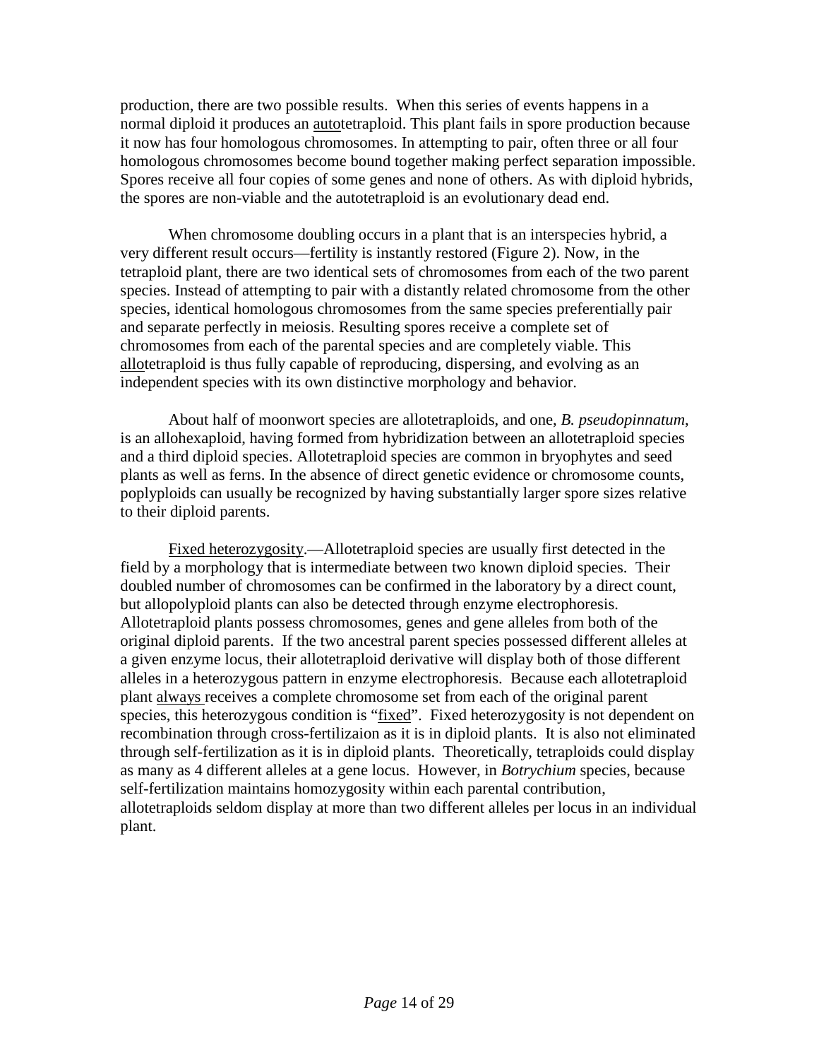production, there are two possible results. When this series of events happens in a normal diploid it produces an <u>auto</u>tetraploid. This plant fails in spore production because it now has four homologous chromosomes. In attempting to pair, often three or all four homologous chromosomes become bound together making perfect separation impossible. Spores receive all four copies of some genes and none of others. As with diploid hybrids, the spores are non-viable and the autotetraploid is an evolutionary dead end.

When chromosome doubling occurs in a plant that is an interspecies hybrid, a very different result occurs—fertility is instantly restored (Figure 2). Now, in the tetraploid plant, there are two identical sets of chromosomes from each of the two parent species. Instead of attempting to pair with a distantly related chromosome from the other species, identical homologous chromosomes from the same species preferentially pair and separate perfectly in meiosis. Resulting spores receive a complete set of chromosomes from each of the parental species and are completely viable. This <u>allo</u>tetraploid is thus fully capable of reproducing, dispersing, and evolving as an independent species with its own distinctive morphology and behavior.

About half of moonwort species are allotetraploids, and one, *B. pseudopinnatum*, is an allohexaploid, having formed from hybridization between an allotetraploid species and a third diploid species. Allotetraploid species are common in bryophytes and seed plants as well as ferns. In the absence of direct genetic evidence or chromosome counts, poplyploids can usually be recognized by having substantially larger spore sizes relative to their diploid parents.

<u>Fixed heterozygosity</u>.—Allotetraploid species are usually first detected in the field by a morphology that is intermediate between two known diploid species. Their doubled number of chromosomes can be confirmed in the laboratory by a direct count, but allopolyploid plants can also be detected through enzyme electrophoresis. Allotetraploid plants possess chromosomes, genes and gene alleles from both of the original diploid parents. If the two ancestral parent species possessed different alleles at a given enzyme locus, their allotetraploid derivative will display both of those different alleles in a heterozygous pattern in enzyme electrophoresis. Because each allotetraploid plant <u>always</u> receives a complete chromosome set from each of the original parent species, this heterozygous condition is "<u>fixed</u>". Fixed heterozygosity is not dependent on recombination through cross-fertilizaion as it is in diploid plants. It is also not eliminated through self-fertilization as it is in diploid plants. Theoretically, tetraploids could display as many as 4 different alleles at a gene locus. However, in *Botrychium* species, because self-fertilization maintains homozygosity within each parental contribution, allotetraploids seldom display at more than two different alleles per locus in an individual plant.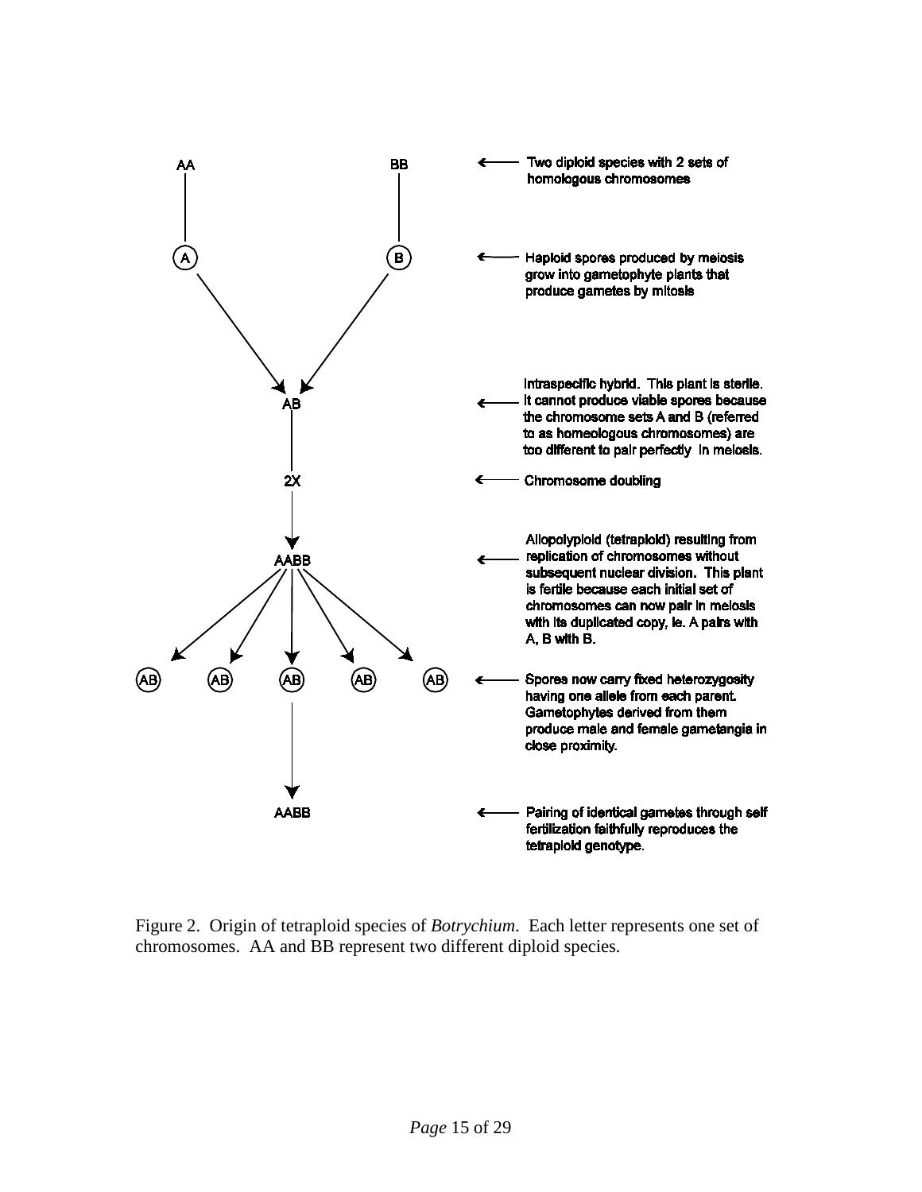AA BB ← Two diploid species with 2 sets of homologous chromosomes

(A) (B) ← Haploid spores produced by meiosis grow into gametophyte plants that produce gametes by mitosis

AB ← Intraspecific hybrid. This plant is sterile. It cannot produce viable spores because the chromosome sets A and B (referred to as homeologous chromosomes) are too different to pair perfectly in meiosis.

2X ← Chromosome doubling

AABB ← Allopolyploid (tetraploid) resulting from replication of chromosomes without subsequent nuclear division. This plant is fertile because each initial set of chromosomes can now pair in meiosis with its duplicated copy, ie. A pairs with A, B with B.

(AB) (AB) (AB) (AB) (AB) ← Spores now carry fixed heterozygosity having one allele from each parent. Gametophytes derived from them produce male and female gametangia in close proximity.

AABB ← Pairing of identical gametes through self fertilization faithfully reproduces the tetraploid genotype.

Figure 2. Origin of tetraploid species of *Botrychium*. Each letter represents one set of chromosomes. AA and BB represent two different diploid species.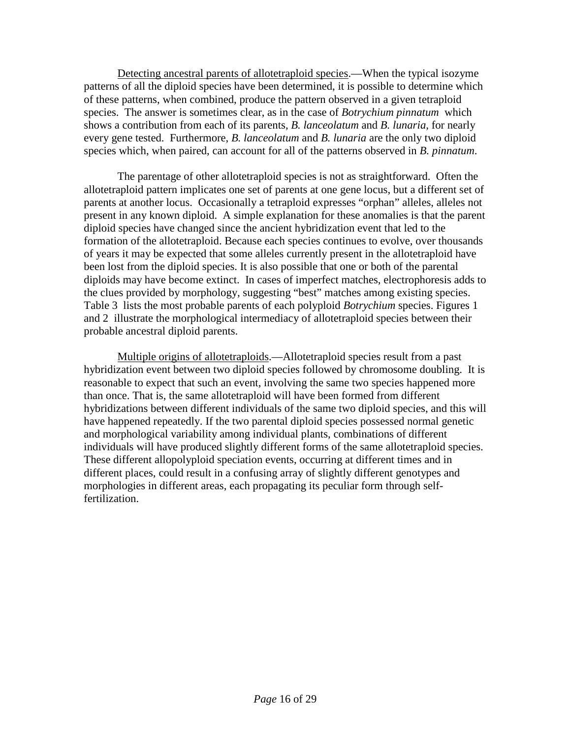<u>Detecting ancestral parents of allotetraploid species</u>.—When the typical isozyme patterns of all the diploid species have been determined, it is possible to determine which of these patterns, when combined, produce the pattern observed in a given tetraploid species. The answer is sometimes clear, as in the case of *Botrychium pinnatum* which shows a contribution from each of its parents, *B. lanceolatum* and *B. lunaria*, for nearly every gene tested. Furthermore, *B. lanceolatum* and *B. lunaria* are the only two diploid species which, when paired, can account for all of the patterns observed in *B. pinnatum*.

The parentage of other allotetraploid species is not as straightforward. Often the allotetraploid pattern implicates one set of parents at one gene locus, but a different set of parents at another locus. Occasionally a tetraploid expresses "orphan" alleles, alleles not present in any known diploid. A simple explanation for these anomalies is that the parent diploid species have changed since the ancient hybridization event that led to the formation of the allotetraploid. Because each species continues to evolve, over thousands of years it may be expected that some alleles currently present in the allotetraploid have been lost from the diploid species. It is also possible that one or both of the parental diploids may have become extinct. In cases of imperfect matches, electrophoresis adds to the clues provided by morphology, suggesting "best" matches among existing species. Table 3 lists the most probable parents of each polyploid *Botrychium* species. Figures 1 and 2 illustrate the morphological intermediacy of allotetraploid species between their probable ancestral diploid parents.

<u>Multiple origins of allotetraploids</u>.—Allotetraploid species result from a past hybridization event between two diploid species followed by chromosome doubling. It is reasonable to expect that such an event, involving the same two species happened more than once. That is, the same allotetraploid will have been formed from different hybridizations between different individuals of the same two diploid species, and this will have happened repeatedly. If the two parental diploid species possessed normal genetic and morphological variability among individual plants, combinations of different individuals will have produced slightly different forms of the same allotetraploid species. These different allopolyploid speciation events, occurring at different times and in different places, could result in a confusing array of slightly different genotypes and morphologies in different areas, each propagating its peculiar form through self-fertilization.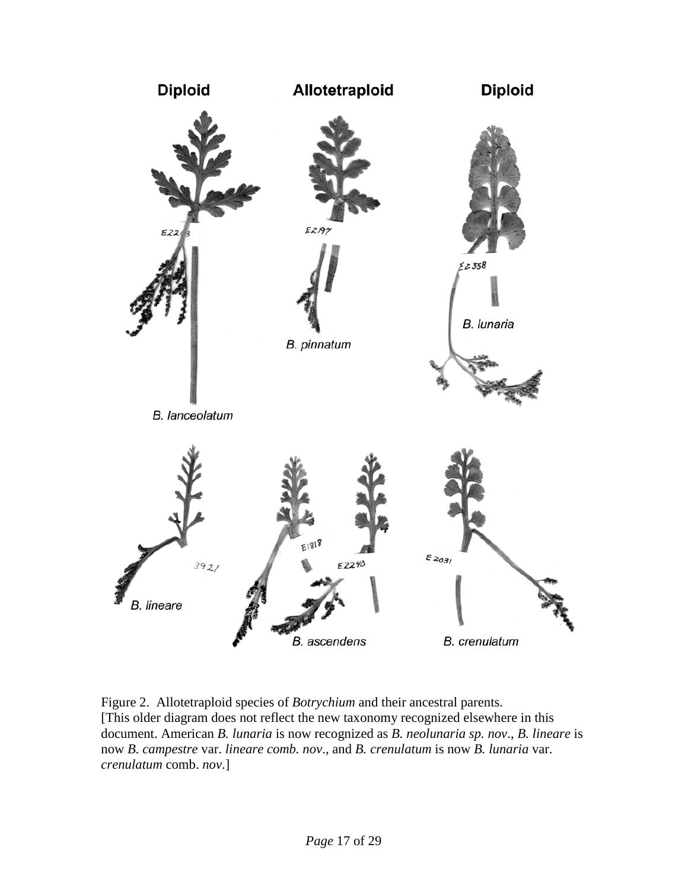Diploid

Allotetraploid

Diploid

E2203

E2197

E2358

*B. pinnatum*

*B. lunaria*

*B. lanceolatum*

3921

E1818

E2240

E2031

*B. lineare*

*B. ascendens*

*B. crenulatum*

Figure 2. Allotetraploid species of *Botrychium* and their ancestral parents.
[This older diagram does not reflect the new taxonomy recognized elsewhere in this document. American *B. lunaria* is now recognized as *B. neolunaria sp. nov*., *B. lineare* is now *B. campestre* var. *lineare comb. nov*., and *B. crenulatum* is now *B. lunaria* var. *crenulatum* comb. *nov*.]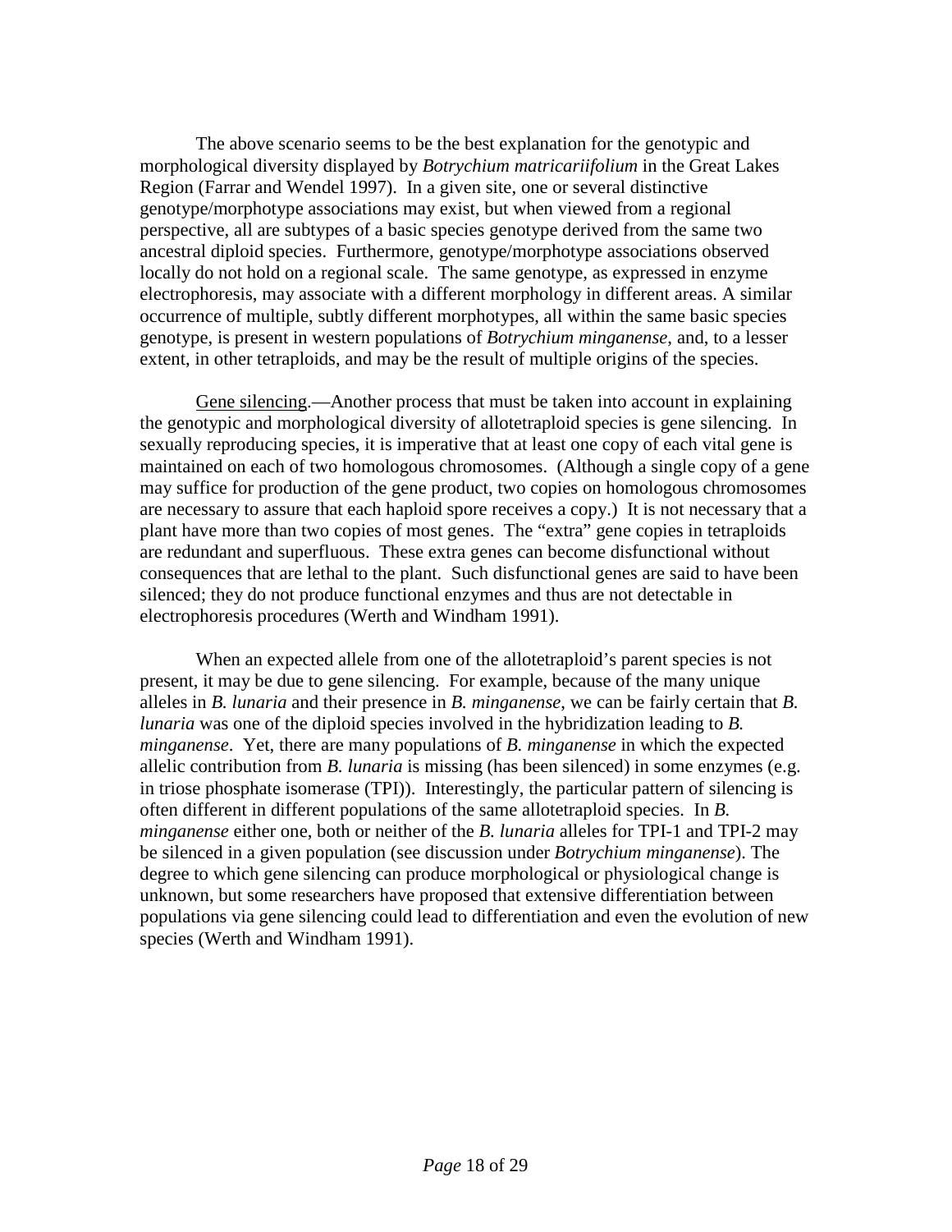The above scenario seems to be the best explanation for the genotypic and morphological diversity displayed by *Botrychium matricariifolium* in the Great Lakes Region (Farrar and Wendel 1997). In a given site, one or several distinctive genotype/morphotype associations may exist, but when viewed from a regional perspective, all are subtypes of a basic species genotype derived from the same two ancestral diploid species. Furthermore, genotype/morphotype associations observed locally do not hold on a regional scale. The same genotype, as expressed in enzyme electrophoresis, may associate with a different morphology in different areas. A similar occurrence of multiple, subtly different morphotypes, all within the same basic species genotype, is present in western populations of *Botrychium minganense*, and, to a lesser extent, in other tetraploids, and may be the result of multiple origins of the species.

<u>Gene silencing</u>.—Another process that must be taken into account in explaining the genotypic and morphological diversity of allotetraploid species is gene silencing. In sexually reproducing species, it is imperative that at least one copy of each vital gene is maintained on each of two homologous chromosomes. (Although a single copy of a gene may suffice for production of the gene product, two copies on homologous chromosomes are necessary to assure that each haploid spore receives a copy.) It is not necessary that a plant have more than two copies of most genes. The "extra" gene copies in tetraploids are redundant and superfluous. These extra genes can become disfunctional without consequences that are lethal to the plant. Such disfunctional genes are said to have been silenced; they do not produce functional enzymes and thus are not detectable in electrophoresis procedures (Werth and Windham 1991).

When an expected allele from one of the allotetraploid's parent species is not present, it may be due to gene silencing. For example, because of the many unique alleles in *B. lunaria* and their presence in *B. minganense*, we can be fairly certain that *B. lunaria* was one of the diploid species involved in the hybridization leading to *B. minganense*. Yet, there are many populations of *B. minganense* in which the expected allelic contribution from *B. lunaria* is missing (has been silenced) in some enzymes (e.g. in triose phosphate isomerase (TPI)). Interestingly, the particular pattern of silencing is often different in different populations of the same allotetraploid species. In *B. minganense* either one, both or neither of the *B. lunaria* alleles for TPI-1 and TPI-2 may be silenced in a given population (see discussion under *Botrychium minganense*). The degree to which gene silencing can produce morphological or physiological change is unknown, but some researchers have proposed that extensive differentiation between populations via gene silencing could lead to differentiation and even the evolution of new species (Werth and Windham 1991).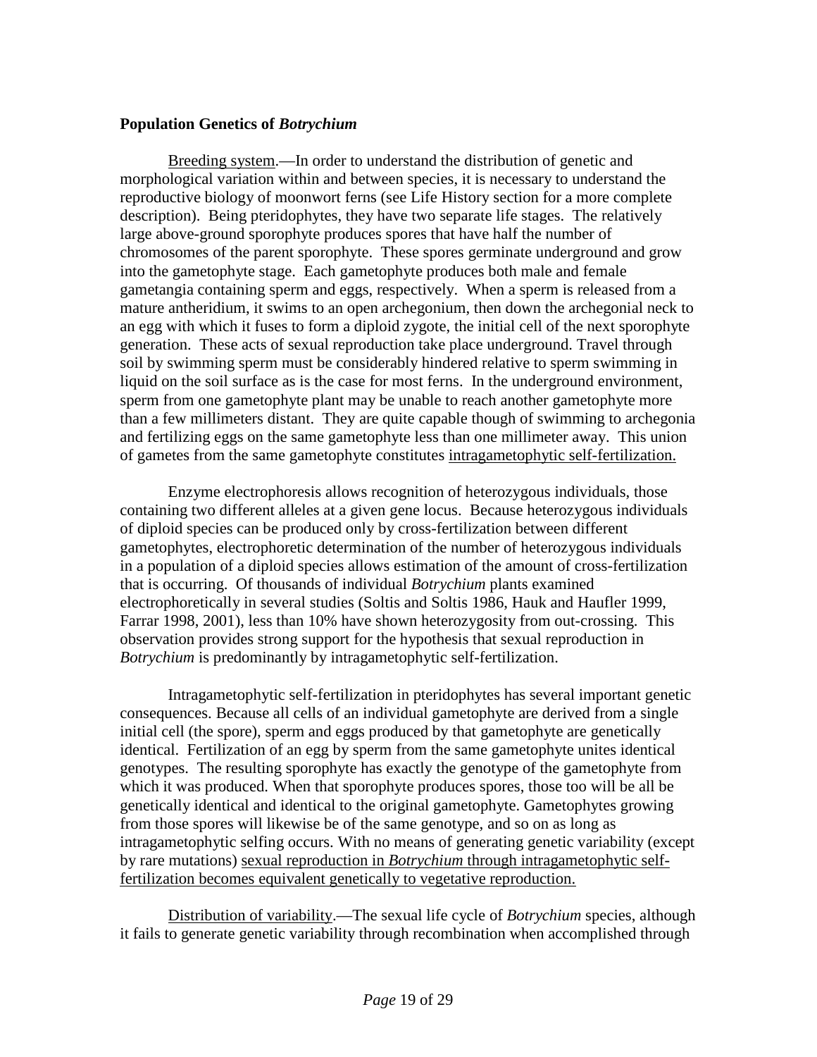**Population Genetics of *Botrychium***

<u>Breeding system</u>.—In order to understand the distribution of genetic and morphological variation within and between species, it is necessary to understand the reproductive biology of moonwort ferns (see Life History section for a more complete description). Being pteridophytes, they have two separate life stages. The relatively large above-ground sporophyte produces spores that have half the number of chromosomes of the parent sporophyte. These spores germinate underground and grow into the gametophyte stage. Each gametophyte produces both male and female gametangia containing sperm and eggs, respectively. When a sperm is released from a mature antheridium, it swims to an open archegonium, then down the archegonial neck to an egg with which it fuses to form a diploid zygote, the initial cell of the next sporophyte generation. These acts of sexual reproduction take place underground. Travel through soil by swimming sperm must be considerably hindered relative to sperm swimming in liquid on the soil surface as is the case for most ferns. In the underground environment, sperm from one gametophyte plant may be unable to reach another gametophyte more than a few millimeters distant. They are quite capable though of swimming to archegonia and fertilizing eggs on the same gametophyte less than one millimeter away. This union of gametes from the same gametophyte constitutes <u>intragametophytic self-fertilization.</u>

Enzyme electrophoresis allows recognition of heterozygous individuals, those containing two different alleles at a given gene locus. Because heterozygous individuals of diploid species can be produced only by cross-fertilization between different gametophytes, electrophoretic determination of the number of heterozygous individuals in a population of a diploid species allows estimation of the amount of cross-fertilization that is occurring. Of thousands of individual *Botrychium* plants examined electrophoretically in several studies (Soltis and Soltis 1986, Hauk and Haufler 1999, Farrar 1998, 2001), less than 10% have shown heterozygosity from out-crossing. This observation provides strong support for the hypothesis that sexual reproduction in *Botrychium* is predominantly by intragametophytic self-fertilization.

Intragametophytic self-fertilization in pteridophytes has several important genetic consequences. Because all cells of an individual gametophyte are derived from a single initial cell (the spore), sperm and eggs produced by that gametophyte are genetically identical. Fertilization of an egg by sperm from the same gametophyte unites identical genotypes. The resulting sporophyte has exactly the genotype of the gametophyte from which it was produced. When that sporophyte produces spores, those too will be all be genetically identical and identical to the original gametophyte. Gametophytes growing from those spores will likewise be of the same genotype, and so on as long as intragametophytic selfing occurs. With no means of generating genetic variability (except by rare mutations) <u>sexual reproduction in *Botrychium* through intragametophytic self-fertilization becomes equivalent genetically to vegetative reproduction.</u>

<u>Distribution of variability</u>.—The sexual life cycle of *Botrychium* species, although it fails to generate genetic variability through recombination when accomplished through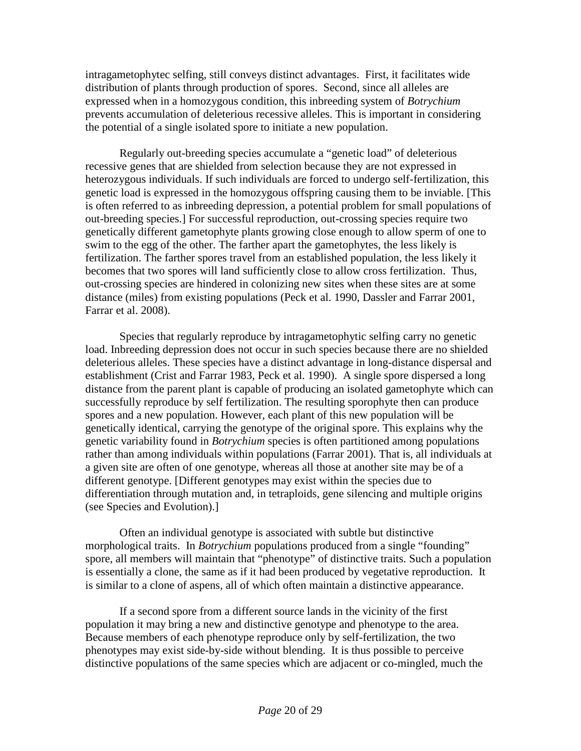intragametophytec selfing, still conveys distinct advantages. First, it facilitates wide distribution of plants through production of spores. Second, since all alleles are expressed when in a homozygous condition, this inbreeding system of *Botrychium* prevents accumulation of deleterious recessive alleles. This is important in considering the potential of a single isolated spore to initiate a new population.

Regularly out-breeding species accumulate a "genetic load" of deleterious recessive genes that are shielded from selection because they are not expressed in heterozygous individuals. If such individuals are forced to undergo self-fertilization, this genetic load is expressed in the homozygous offspring causing them to be inviable. [This is often referred to as inbreeding depression, a potential problem for small populations of out-breeding species.] For successful reproduction, out-crossing species require two genetically different gametophyte plants growing close enough to allow sperm of one to swim to the egg of the other. The farther apart the gametophytes, the less likely is fertilization. The farther spores travel from an established population, the less likely it becomes that two spores will land sufficiently close to allow cross fertilization. Thus, out-crossing species are hindered in colonizing new sites when these sites are at some distance (miles) from existing populations (Peck et al. 1990, Dassler and Farrar 2001, Farrar et al. 2008).

Species that regularly reproduce by intragametophytic selfing carry no genetic load. Inbreeding depression does not occur in such species because there are no shielded deleterious alleles. These species have a distinct advantage in long-distance dispersal and establishment (Crist and Farrar 1983, Peck et al. 1990). A single spore dispersed a long distance from the parent plant is capable of producing an isolated gametophyte which can successfully reproduce by self fertilization. The resulting sporophyte then can produce spores and a new population. However, each plant of this new population will be genetically identical, carrying the genotype of the original spore. This explains why the genetic variability found in *Botrychium* species is often partitioned among populations rather than among individuals within populations (Farrar 2001). That is, all individuals at a given site are often of one genotype, whereas all those at another site may be of a different genotype. [Different genotypes may exist within the species due to differentiation through mutation and, in tetraploids, gene silencing and multiple origins (see Species and Evolution).]

Often an individual genotype is associated with subtle but distinctive morphological traits. In *Botrychium* populations produced from a single "founding" spore, all members will maintain that "phenotype" of distinctive traits. Such a population is essentially a clone, the same as if it had been produced by vegetative reproduction. It is similar to a clone of aspens, all of which often maintain a distinctive appearance.

If a second spore from a different source lands in the vicinity of the first population it may bring a new and distinctive genotype and phenotype to the area. Because members of each phenotype reproduce only by self-fertilization, the two phenotypes may exist side-by-side without blending. It is thus possible to perceive distinctive populations of the same species which are adjacent or co-mingled, much the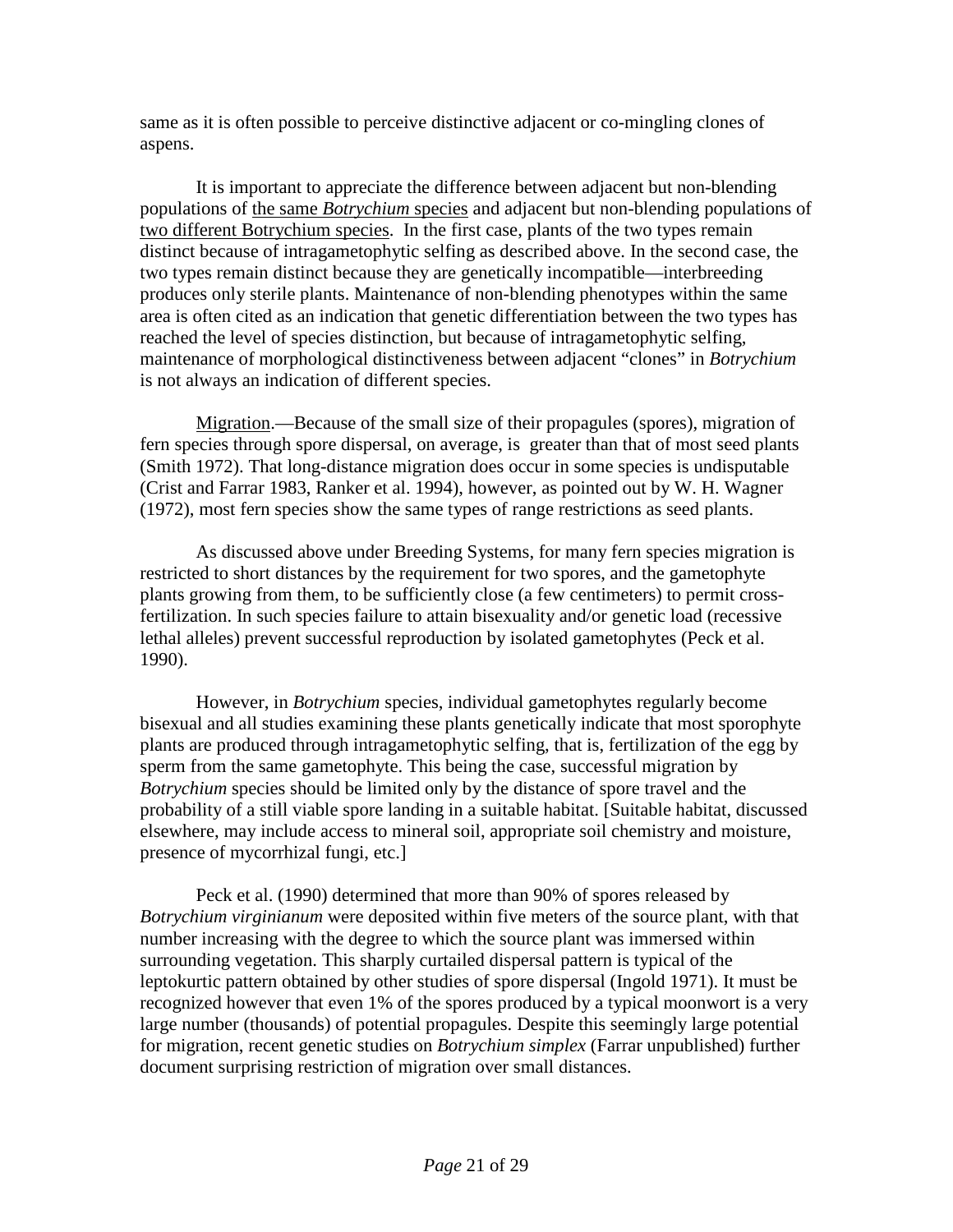same as it is often possible to perceive distinctive adjacent or co-mingling clones of aspens.

It is important to appreciate the difference between adjacent but non-blending populations of <u>the same *Botrychium* species</u> and adjacent but non-blending populations of <u>two different Botrychium species</u>. In the first case, plants of the two types remain distinct because of intragametophytic selfing as described above. In the second case, the two types remain distinct because they are genetically incompatible—interbreeding produces only sterile plants. Maintenance of non-blending phenotypes within the same area is often cited as an indication that genetic differentiation between the two types has reached the level of species distinction, but because of intragametophytic selfing, maintenance of morphological distinctiveness between adjacent "clones" in *Botrychium* is not always an indication of different species.

<u>Migration</u>.—Because of the small size of their propagules (spores), migration of fern species through spore dispersal, on average, is greater than that of most seed plants (Smith 1972). That long-distance migration does occur in some species is undisputable (Crist and Farrar 1983, Ranker et al. 1994), however, as pointed out by W. H. Wagner (1972), most fern species show the same types of range restrictions as seed plants.

As discussed above under Breeding Systems, for many fern species migration is restricted to short distances by the requirement for two spores, and the gametophyte plants growing from them, to be sufficiently close (a few centimeters) to permit cross-fertilization. In such species failure to attain bisexuality and/or genetic load (recessive lethal alleles) prevent successful reproduction by isolated gametophytes (Peck et al. 1990).

However, in *Botrychium* species, individual gametophytes regularly become bisexual and all studies examining these plants genetically indicate that most sporophyte plants are produced through intragametophytic selfing, that is, fertilization of the egg by sperm from the same gametophyte. This being the case, successful migration by *Botrychium* species should be limited only by the distance of spore travel and the probability of a still viable spore landing in a suitable habitat. [Suitable habitat, discussed elsewhere, may include access to mineral soil, appropriate soil chemistry and moisture, presence of mycorrhizal fungi, etc.]

Peck et al. (1990) determined that more than 90% of spores released by *Botrychium virginianum* were deposited within five meters of the source plant, with that number increasing with the degree to which the source plant was immersed within surrounding vegetation. This sharply curtailed dispersal pattern is typical of the leptokurtic pattern obtained by other studies of spore dispersal (Ingold 1971). It must be recognized however that even 1% of the spores produced by a typical moonwort is a very large number (thousands) of potential propagules. Despite this seemingly large potential for migration, recent genetic studies on *Botrychium simplex* (Farrar unpublished) further document surprising restriction of migration over small distances.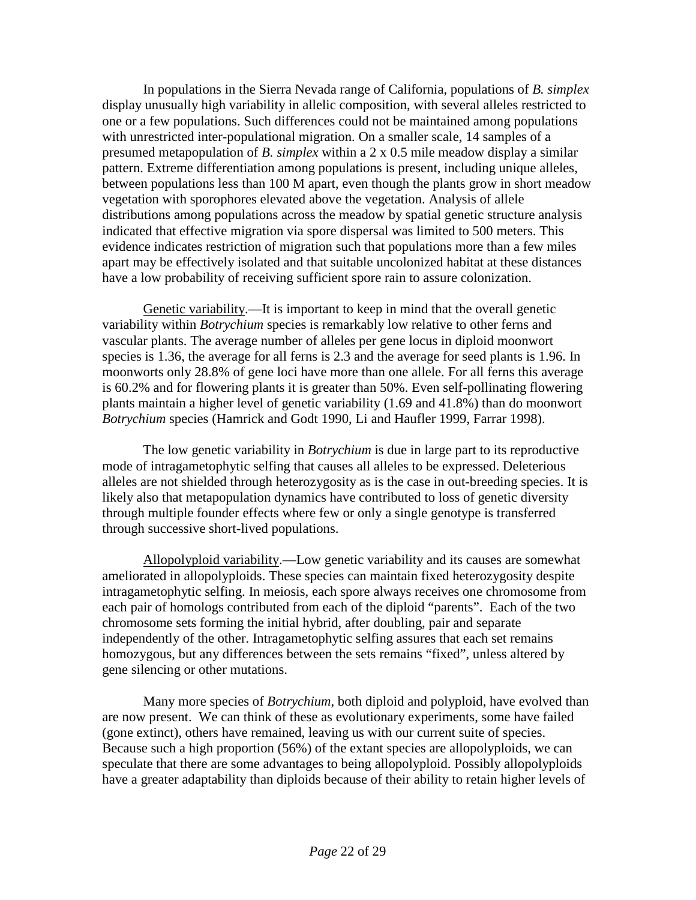In populations in the Sierra Nevada range of California, populations of *B. simplex* display unusually high variability in allelic composition, with several alleles restricted to one or a few populations. Such differences could not be maintained among populations with unrestricted inter-populational migration. On a smaller scale, 14 samples of a presumed metapopulation of *B. simplex* within a 2 x 0.5 mile meadow display a similar pattern. Extreme differentiation among populations is present, including unique alleles, between populations less than 100 M apart, even though the plants grow in short meadow vegetation with sporophores elevated above the vegetation. Analysis of allele distributions among populations across the meadow by spatial genetic structure analysis indicated that effective migration via spore dispersal was limited to 500 meters. This evidence indicates restriction of migration such that populations more than a few miles apart may be effectively isolated and that suitable uncolonized habitat at these distances have a low probability of receiving sufficient spore rain to assure colonization.

<u>Genetic variability</u>.—It is important to keep in mind that the overall genetic variability within *Botrychium* species is remarkably low relative to other ferns and vascular plants. The average number of alleles per gene locus in diploid moonwort species is 1.36, the average for all ferns is 2.3 and the average for seed plants is 1.96. In moonworts only 28.8% of gene loci have more than one allele. For all ferns this average is 60.2% and for flowering plants it is greater than 50%. Even self-pollinating flowering plants maintain a higher level of genetic variability (1.69 and 41.8%) than do moonwort *Botrychium* species (Hamrick and Godt 1990, Li and Haufler 1999, Farrar 1998).

The low genetic variability in *Botrychium* is due in large part to its reproductive mode of intragametophytic selfing that causes all alleles to be expressed. Deleterious alleles are not shielded through heterozygosity as is the case in out-breeding species. It is likely also that metapopulation dynamics have contributed to loss of genetic diversity through multiple founder effects where few or only a single genotype is transferred through successive short-lived populations.

<u>Allopolyploid variability</u>.—Low genetic variability and its causes are somewhat ameliorated in allopolyploids. These species can maintain fixed heterozygosity despite intragametophytic selfing. In meiosis, each spore always receives one chromosome from each pair of homologs contributed from each of the diploid "parents". Each of the two chromosome sets forming the initial hybrid, after doubling, pair and separate independently of the other. Intragametophytic selfing assures that each set remains homozygous, but any differences between the sets remains "fixed", unless altered by gene silencing or other mutations.

Many more species of *Botrychium*, both diploid and polyploid, have evolved than are now present. We can think of these as evolutionary experiments, some have failed (gone extinct), others have remained, leaving us with our current suite of species. Because such a high proportion (56%) of the extant species are allopolyploids, we can speculate that there are some advantages to being allopolyploid. Possibly allopolyploids have a greater adaptability than diploids because of their ability to retain higher levels of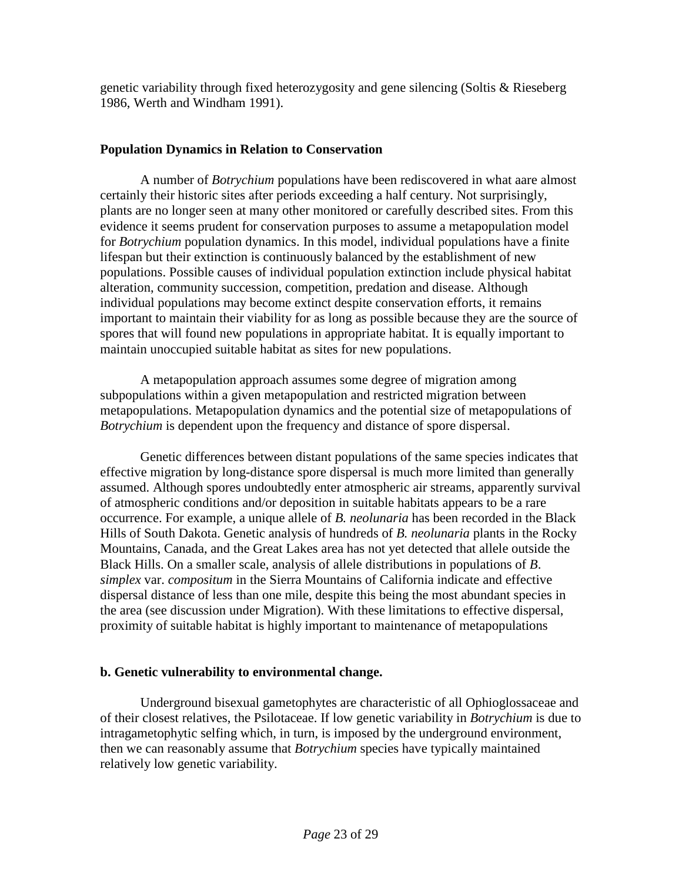genetic variability through fixed heterozygosity and gene silencing (Soltis & Rieseberg 1986, Werth and Windham 1991).

**Population Dynamics in Relation to Conservation**

A number of *Botrychium* populations have been rediscovered in what aare almost certainly their historic sites after periods exceeding a half century. Not surprisingly, plants are no longer seen at many other monitored or carefully described sites. From this evidence it seems prudent for conservation purposes to assume a metapopulation model for *Botrychium* population dynamics. In this model, individual populations have a finite lifespan but their extinction is continuously balanced by the establishment of new populations. Possible causes of individual population extinction include physical habitat alteration, community succession, competition, predation and disease. Although individual populations may become extinct despite conservation efforts, it remains important to maintain their viability for as long as possible because they are the source of spores that will found new populations in appropriate habitat. It is equally important to maintain unoccupied suitable habitat as sites for new populations.

A metapopulation approach assumes some degree of migration among subpopulations within a given metapopulation and restricted migration between metapopulations. Metapopulation dynamics and the potential size of metapopulations of *Botrychium* is dependent upon the frequency and distance of spore dispersal.

Genetic differences between distant populations of the same species indicates that effective migration by long-distance spore dispersal is much more limited than generally assumed. Although spores undoubtedly enter atmospheric air streams, apparently survival of atmospheric conditions and/or deposition in suitable habitats appears to be a rare occurrence. For example, a unique allele of *B. neolunaria* has been recorded in the Black Hills of South Dakota. Genetic analysis of hundreds of *B. neolunaria* plants in the Rocky Mountains, Canada, and the Great Lakes area has not yet detected that allele outside the Black Hills. On a smaller scale, analysis of allele distributions in populations of *B. simplex* var. *compositum* in the Sierra Mountains of California indicate and effective dispersal distance of less than one mile, despite this being the most abundant species in the area (see discussion under Migration). With these limitations to effective dispersal, proximity of suitable habitat is highly important to maintenance of metapopulations

**b. Genetic vulnerability to environmental change.**

Underground bisexual gametophytes are characteristic of all Ophioglossaceae and of their closest relatives, the Psilotaceae. If low genetic variability in *Botrychium* is due to intragametophytic selfing which, in turn, is imposed by the underground environment, then we can reasonably assume that *Botrychium* species have typically maintained relatively low genetic variability.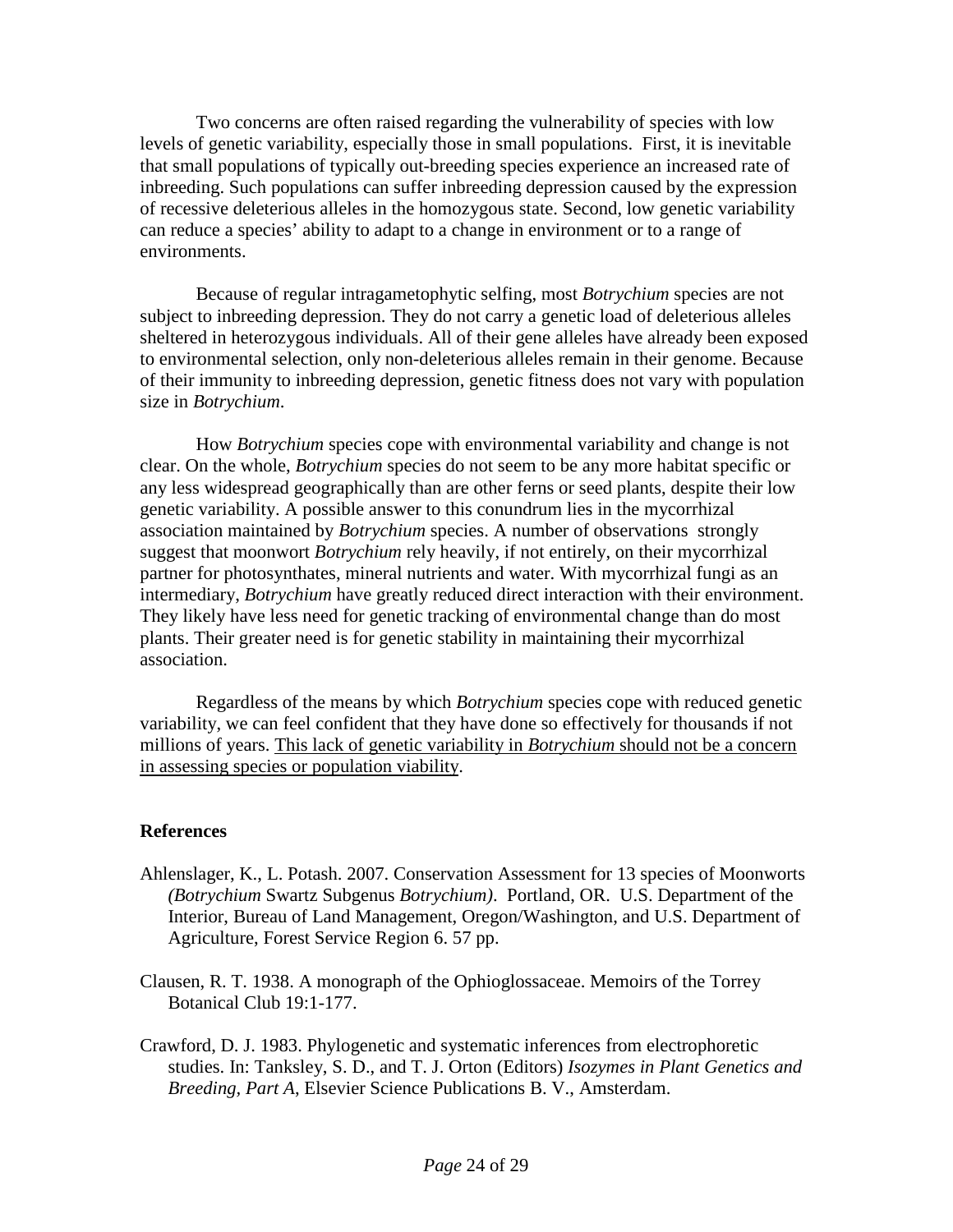Two concerns are often raised regarding the vulnerability of species with low levels of genetic variability, especially those in small populations. First, it is inevitable that small populations of typically out-breeding species experience an increased rate of inbreeding. Such populations can suffer inbreeding depression caused by the expression of recessive deleterious alleles in the homozygous state. Second, low genetic variability can reduce a species' ability to adapt to a change in environment or to a range of environments.

Because of regular intragametophytic selfing, most *Botrychium* species are not subject to inbreeding depression. They do not carry a genetic load of deleterious alleles sheltered in heterozygous individuals. All of their gene alleles have already been exposed to environmental selection, only non-deleterious alleles remain in their genome. Because of their immunity to inbreeding depression, genetic fitness does not vary with population size in *Botrychium*.

How *Botrychium* species cope with environmental variability and change is not clear. On the whole, *Botrychium* species do not seem to be any more habitat specific or any less widespread geographically than are other ferns or seed plants, despite their low genetic variability. A possible answer to this conundrum lies in the mycorrhizal association maintained by *Botrychium* species. A number of observations strongly suggest that moonwort *Botrychium* rely heavily, if not entirely, on their mycorrhizal partner for photosynthates, mineral nutrients and water. With mycorrhizal fungi as an intermediary, *Botrychium* have greatly reduced direct interaction with their environment. They likely have less need for genetic tracking of environmental change than do most plants. Their greater need is for genetic stability in maintaining their mycorrhizal association.

Regardless of the means by which *Botrychium* species cope with reduced genetic variability, we can feel confident that they have done so effectively for thousands if not millions of years. <u>This lack of genetic variability in *Botrychium* should not be a concern in assessing species or population viability</u>.

## References

Ahlenslager, K., L. Potash. 2007. Conservation Assessment for 13 species of Moonworts *(Botrychium* Swartz Subgenus *Botrychium)*. Portland, OR. U.S. Department of the Interior, Bureau of Land Management, Oregon/Washington, and U.S. Department of Agriculture, Forest Service Region 6. 57 pp.

Clausen, R. T. 1938. A monograph of the Ophioglossaceae. Memoirs of the Torrey Botanical Club 19:1-177.

Crawford, D. J. 1983. Phylogenetic and systematic inferences from electrophoretic studies. In: Tanksley, S. D., and T. J. Orton (Editors) *Isozymes in Plant Genetics and Breeding, Part A*, Elsevier Science Publications B. V., Amsterdam.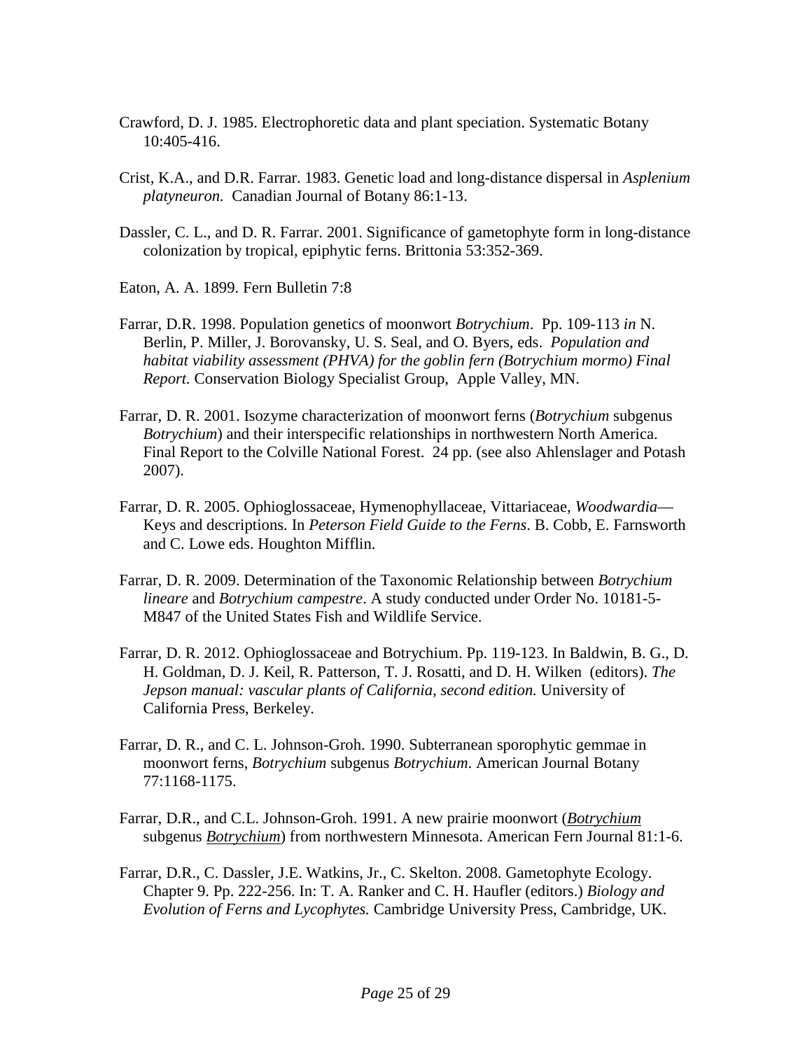Crawford, D. J. 1985. Electrophoretic data and plant speciation. Systematic Botany 10:405-416.

Crist, K.A., and D.R. Farrar. 1983. Genetic load and long-distance dispersal in *Asplenium platyneuron.* Canadian Journal of Botany 86:1-13.

Dassler, C. L., and D. R. Farrar. 2001. Significance of gametophyte form in long-distance colonization by tropical, epiphytic ferns. Brittonia 53:352-369.

Eaton, A. A. 1899. Fern Bulletin 7:8

Farrar, D.R. 1998. Population genetics of moonwort *Botrychium*. Pp. 109-113 *in* N. Berlin, P. Miller, J. Borovansky, U. S. Seal, and O. Byers, eds. *Population and habitat viability assessment (PHVA) for the goblin fern (Botrychium mormo) Final Report.* Conservation Biology Specialist Group, Apple Valley, MN.

Farrar, D. R. 2001. Isozyme characterization of moonwort ferns (*Botrychium* subgenus *Botrychium*) and their interspecific relationships in northwestern North America. Final Report to the Colville National Forest. 24 pp. (see also Ahlenslager and Potash 2007).

Farrar, D. R. 2005. Ophioglossaceae, Hymenophyllaceae, Vittariaceae, *Woodwardia*—Keys and descriptions. In *Peterson Field Guide to the Ferns*. B. Cobb, E. Farnsworth and C. Lowe eds. Houghton Mifflin.

Farrar, D. R. 2009. Determination of the Taxonomic Relationship between *Botrychium lineare* and *Botrychium campestre*. A study conducted under Order No. 10181-5-M847 of the United States Fish and Wildlife Service.

Farrar, D. R. 2012. Ophioglossaceae and Botrychium. Pp. 119-123. In Baldwin, B. G., D. H. Goldman, D. J. Keil, R. Patterson, T. J. Rosatti, and D. H. Wilken (editors). *The Jepson manual: vascular plants of California, second edition.* University of California Press, Berkeley.

Farrar, D. R., and C. L. Johnson-Groh. 1990. Subterranean sporophytic gemmae in moonwort ferns, *Botrychium* subgenus *Botrychium*. American Journal Botany 77:1168-1175.

Farrar, D.R., and C.L. Johnson-Groh. 1991. A new prairie moonwort (*Botrychium* subgenus *Botrychium*) from northwestern Minnesota. American Fern Journal 81:1-6.

Farrar, D.R., C. Dassler, J.E. Watkins, Jr., C. Skelton. 2008. Gametophyte Ecology. Chapter 9. Pp. 222-256. In: T. A. Ranker and C. H. Haufler (editors.) *Biology and Evolution of Ferns and Lycophytes.* Cambridge University Press, Cambridge, UK.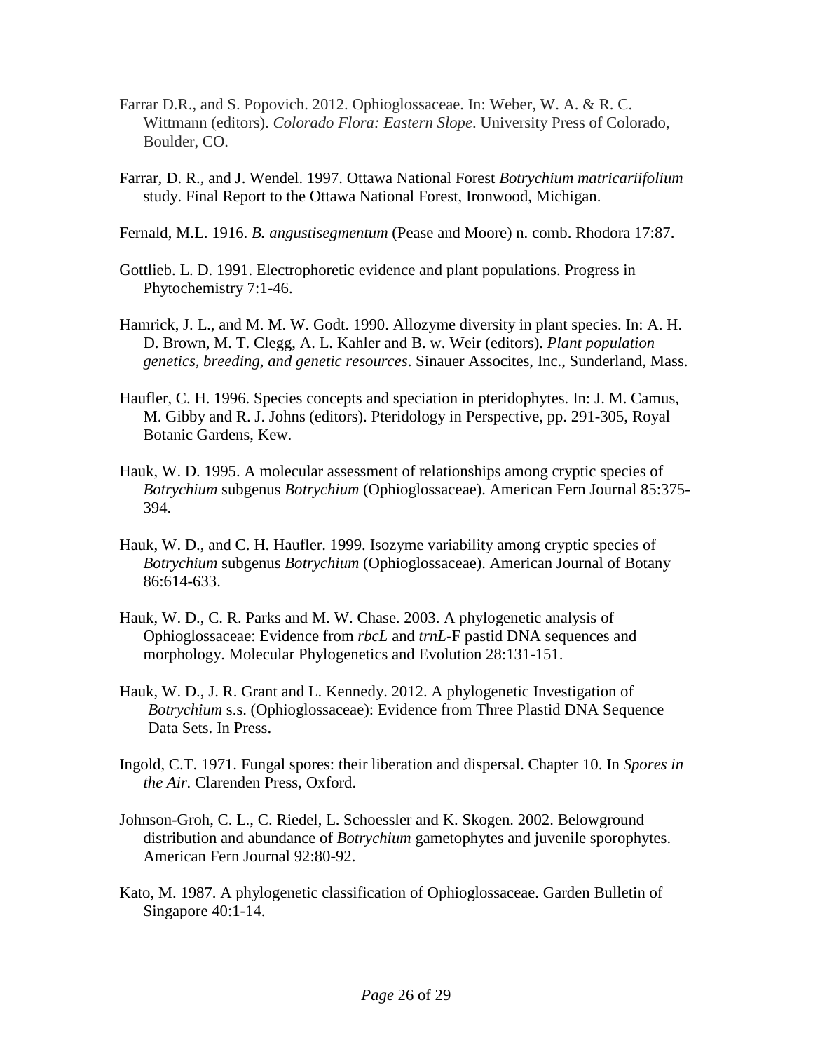Farrar D.R., and S. Popovich. 2012. Ophioglossaceae. In: Weber, W. A. & R. C. Wittmann (editors). *Colorado Flora: Eastern Slope*. University Press of Colorado, Boulder, CO.

Farrar, D. R., and J. Wendel. 1997. Ottawa National Forest *Botrychium matricariifolium* study. Final Report to the Ottawa National Forest, Ironwood, Michigan.

Fernald, M.L. 1916. *B. angustisegmentum* (Pease and Moore) n. comb. Rhodora 17:87.

Gottlieb. L. D. 1991. Electrophoretic evidence and plant populations. Progress in Phytochemistry 7:1-46.

Hamrick, J. L., and M. M. W. Godt. 1990. Allozyme diversity in plant species. In: A. H. D. Brown, M. T. Clegg, A. L. Kahler and B. w. Weir (editors). *Plant population genetics, breeding, and genetic resources*. Sinauer Assocites, Inc., Sunderland, Mass.

Haufler, C. H. 1996. Species concepts and speciation in pteridophytes. In: J. M. Camus, M. Gibby and R. J. Johns (editors). Pteridology in Perspective, pp. 291-305, Royal Botanic Gardens, Kew.

Hauk, W. D. 1995. A molecular assessment of relationships among cryptic species of *Botrychium* subgenus *Botrychium* (Ophioglossaceae). American Fern Journal 85:375-394.

Hauk, W. D., and C. H. Haufler. 1999. Isozyme variability among cryptic species of *Botrychium* subgenus *Botrychium* (Ophioglossaceae). American Journal of Botany 86:614-633.

Hauk, W. D., C. R. Parks and M. W. Chase. 2003. A phylogenetic analysis of Ophioglossaceae: Evidence from *rbcL* and *trnL*-F pastid DNA sequences and morphology. Molecular Phylogenetics and Evolution 28:131-151.

Hauk, W. D., J. R. Grant and L. Kennedy. 2012. A phylogenetic Investigation of *Botrychium* s.s. (Ophioglossaceae): Evidence from Three Plastid DNA Sequence Data Sets. In Press.

Ingold, C.T. 1971. Fungal spores: their liberation and dispersal. Chapter 10. In *Spores in the Air.* Clarenden Press, Oxford.

Johnson-Groh, C. L., C. Riedel, L. Schoessler and K. Skogen. 2002. Belowground distribution and abundance of *Botrychium* gametophytes and juvenile sporophytes. American Fern Journal 92:80-92.

Kato, M. 1987. A phylogenetic classification of Ophioglossaceae. Garden Bulletin of Singapore 40:1-14.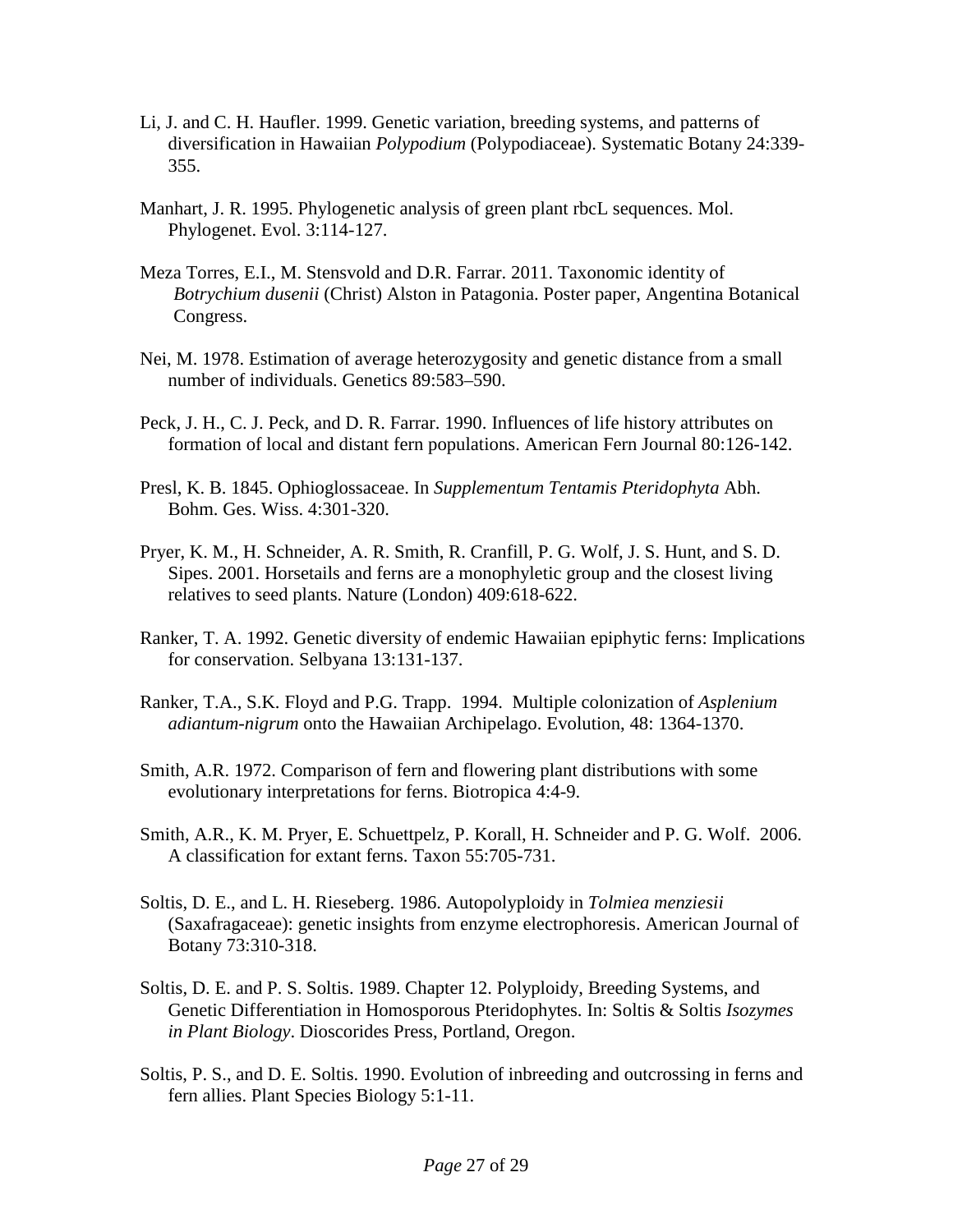Li, J. and C. H. Haufler. 1999. Genetic variation, breeding systems, and patterns of diversification in Hawaiian *Polypodium* (Polypodiaceae). Systematic Botany 24:339-355.

Manhart, J. R. 1995. Phylogenetic analysis of green plant rbcL sequences. Mol. Phylogenet. Evol. 3:114-127.

Meza Torres, E.I., M. Stensvold and D.R. Farrar. 2011. Taxonomic identity of *Botrychium dusenii* (Christ) Alston in Patagonia. Poster paper, Angentina Botanical Congress.

Nei, M. 1978. Estimation of average heterozygosity and genetic distance from a small number of individuals. Genetics 89:583–590.

Peck, J. H., C. J. Peck, and D. R. Farrar. 1990. Influences of life history attributes on formation of local and distant fern populations. American Fern Journal 80:126-142.

Presl, K. B. 1845. Ophioglossaceae. In *Supplementum Tentamis Pteridophyta* Abh. Bohm. Ges. Wiss. 4:301-320.

Pryer, K. M., H. Schneider, A. R. Smith, R. Cranfill, P. G. Wolf, J. S. Hunt, and S. D. Sipes. 2001. Horsetails and ferns are a monophyletic group and the closest living relatives to seed plants. Nature (London) 409:618-622.

Ranker, T. A. 1992. Genetic diversity of endemic Hawaiian epiphytic ferns: Implications for conservation. Selbyana 13:131-137.

Ranker, T.A., S.K. Floyd and P.G. Trapp. 1994. Multiple colonization of *Asplenium adiantum-nigrum* onto the Hawaiian Archipelago. Evolution, 48: 1364-1370.

Smith, A.R. 1972. Comparison of fern and flowering plant distributions with some evolutionary interpretations for ferns. Biotropica 4:4-9.

Smith, A.R., K. M. Pryer, E. Schuettpelz, P. Korall, H. Schneider and P. G. Wolf. 2006. A classification for extant ferns. Taxon 55:705-731.

Soltis, D. E., and L. H. Rieseberg. 1986. Autopolyploidy in *Tolmiea menziesii* (Saxafragaceae): genetic insights from enzyme electrophoresis. American Journal of Botany 73:310-318.

Soltis, D. E. and P. S. Soltis. 1989. Chapter 12. Polyploidy, Breeding Systems, and Genetic Differentiation in Homosporous Pteridophytes. In: Soltis & Soltis *Isozymes in Plant Biology*. Dioscorides Press, Portland, Oregon.

Soltis, P. S., and D. E. Soltis. 1990. Evolution of inbreeding and outcrossing in ferns and fern allies. Plant Species Biology 5:1-11.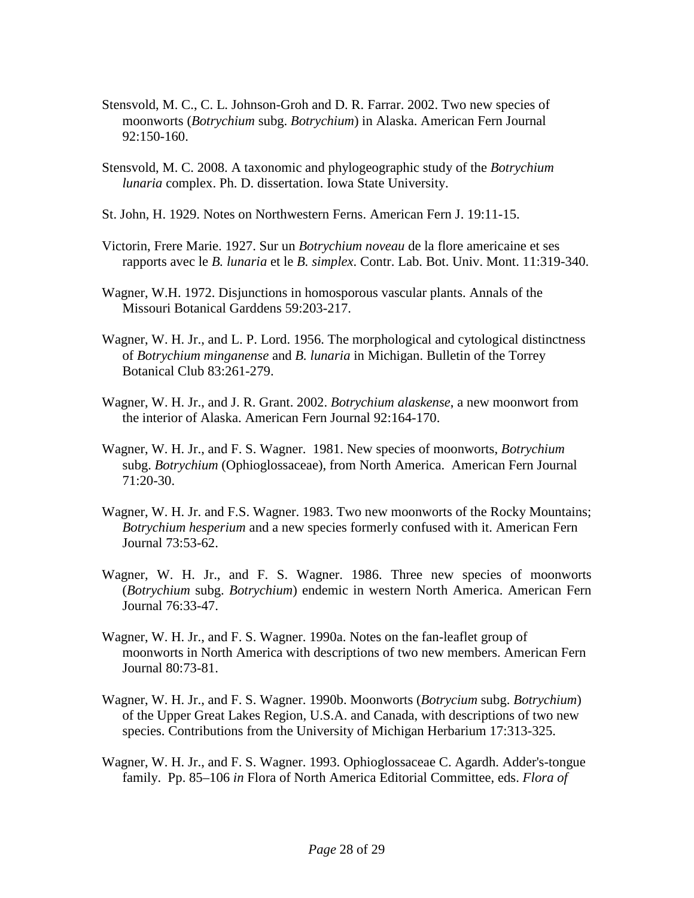Stensvold, M. C., C. L. Johnson-Groh and D. R. Farrar. 2002. Two new species of moonworts (*Botrychium* subg. *Botrychium*) in Alaska. American Fern Journal 92:150-160.

Stensvold, M. C. 2008. A taxonomic and phylogeographic study of the *Botrychium lunaria* complex. Ph. D. dissertation. Iowa State University.

St. John, H. 1929. Notes on Northwestern Ferns. American Fern J. 19:11-15.

Victorin, Frere Marie. 1927. Sur un *Botrychium noveau* de la flore americaine et ses rapports avec le *B. lunaria* et le *B. simplex*. Contr. Lab. Bot. Univ. Mont. 11:319-340.

Wagner, W.H. 1972. Disjunctions in homosporous vascular plants. Annals of the Missouri Botanical Garddens 59:203-217.

Wagner, W. H. Jr., and L. P. Lord. 1956. The morphological and cytological distinctness of *Botrychium minganense* and *B. lunaria* in Michigan. Bulletin of the Torrey Botanical Club 83:261-279.

Wagner, W. H. Jr., and J. R. Grant. 2002. *Botrychium alaskense*, a new moonwort from the interior of Alaska. American Fern Journal 92:164-170.

Wagner, W. H. Jr., and F. S. Wagner. 1981. New species of moonworts, *Botrychium* subg. *Botrychium* (Ophioglossaceae), from North America. American Fern Journal 71:20-30.

Wagner, W. H. Jr. and F.S. Wagner. 1983. Two new moonworts of the Rocky Mountains; *Botrychium hesperium* and a new species formerly confused with it. American Fern Journal 73:53-62.

Wagner, W. H. Jr., and F. S. Wagner. 1986. Three new species of moonworts (*Botrychium* subg. *Botrychium*) endemic in western North America. American Fern Journal 76:33-47.

Wagner, W. H. Jr., and F. S. Wagner. 1990a. Notes on the fan-leaflet group of moonworts in North America with descriptions of two new members. American Fern Journal 80:73-81.

Wagner, W. H. Jr., and F. S. Wagner. 1990b. Moonworts (*Botrycium* subg. *Botrychium*) of the Upper Great Lakes Region, U.S.A. and Canada, with descriptions of two new species. Contributions from the University of Michigan Herbarium 17:313-325.

Wagner, W. H. Jr., and F. S. Wagner. 1993. Ophioglossaceae C. Agardh. Adder's-tongue family. Pp. 85–106 *in* Flora of North America Editorial Committee, eds. *Flora of*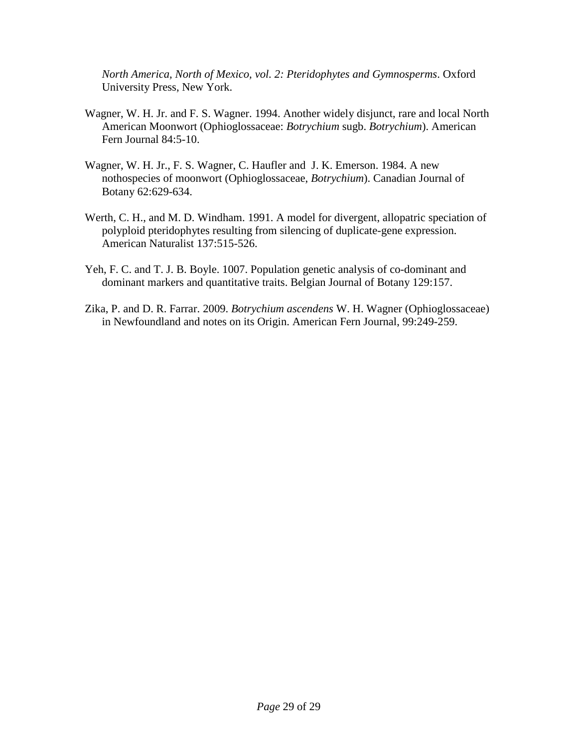*North America, North of Mexico, vol. 2: Pteridophytes and Gymnosperms*. Oxford University Press, New York.

Wagner, W. H. Jr. and F. S. Wagner. 1994. Another widely disjunct, rare and local North American Moonwort (Ophioglossaceae: *Botrychium* sugb. *Botrychium*). American Fern Journal 84:5-10.

Wagner, W. H. Jr., F. S. Wagner, C. Haufler and J. K. Emerson. 1984. A new nothospecies of moonwort (Ophioglossaceae, *Botrychium*). Canadian Journal of Botany 62:629-634.

Werth, C. H., and M. D. Windham. 1991. A model for divergent, allopatric speciation of polyploid pteridophytes resulting from silencing of duplicate-gene expression. American Naturalist 137:515-526.

Yeh, F. C. and T. J. B. Boyle. 1007. Population genetic analysis of co-dominant and dominant markers and quantitative traits. Belgian Journal of Botany 129:157.

Zika, P. and D. R. Farrar. 2009. *Botrychium ascendens* W. H. Wagner (Ophioglossaceae) in Newfoundland and notes on its Origin. American Fern Journal, 99:249-259.